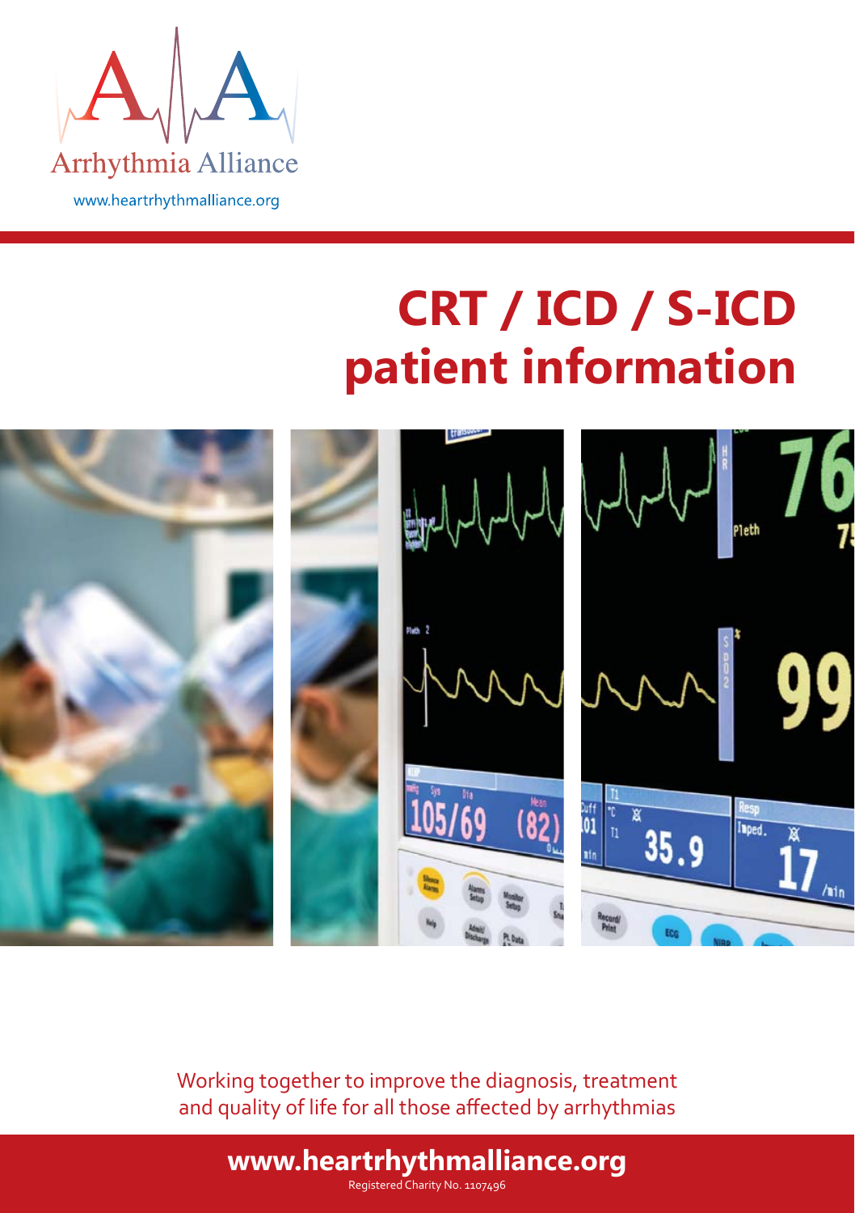Arrhythmia Alliance

www.heartrhythmalliance.org

# CRT / ICD / S-ICD patient information

Working together to improve the diagnosis, treatment and quality of life for all those affected by arrhythmias

**www.heartrhythmalliance.org**

Registered Charity No. 1107496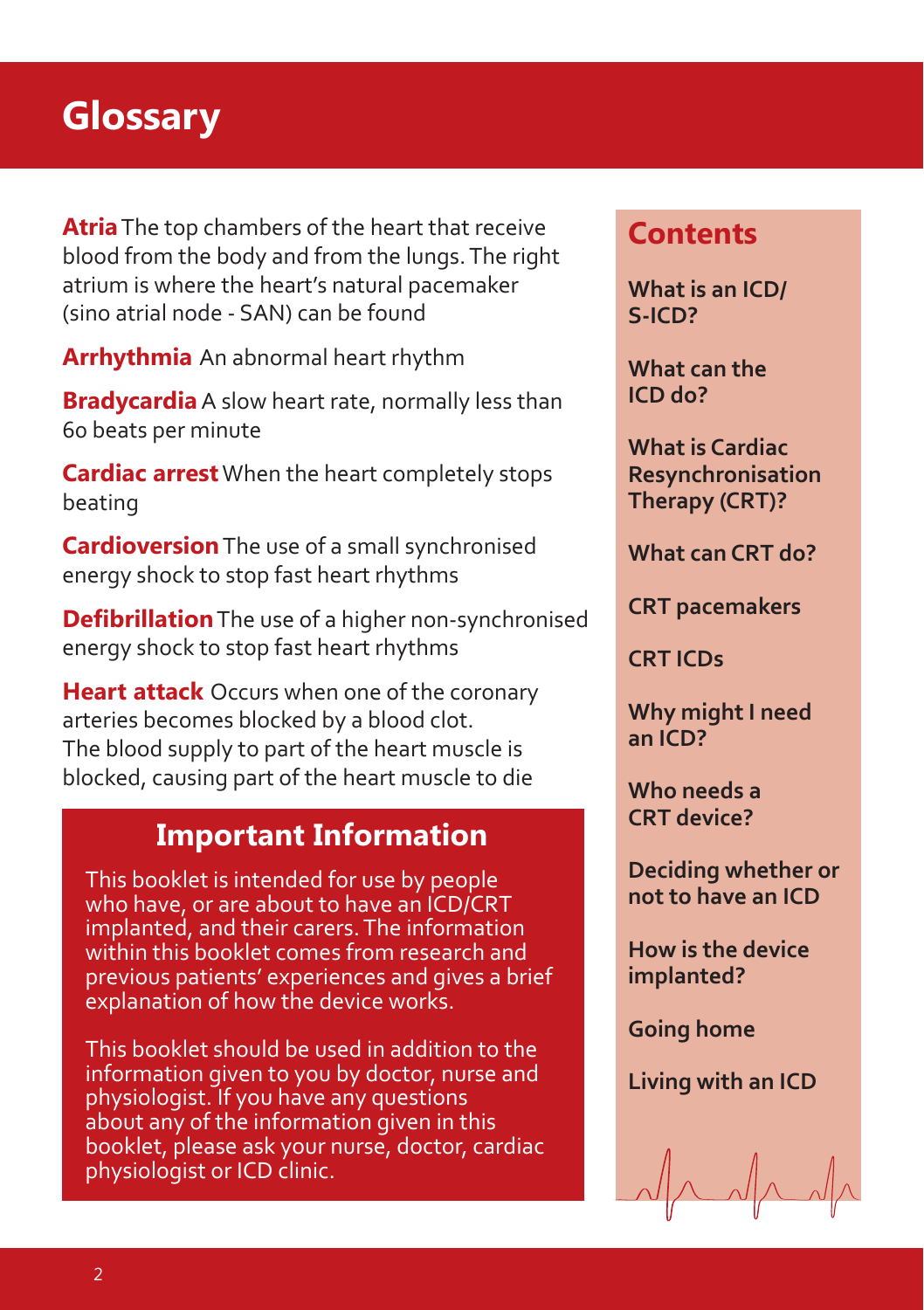# Glossary

**Atria** The top chambers of the heart that receive blood from the body and from the lungs. The right atrium is where the heart's natural pacemaker (sino atrial node - SAN) can be found

**Arrhythmia** An abnormal heart rhythm

**Bradycardia** A slow heart rate, normally less than 60 beats per minute

**Cardiac arrest** When the heart completely stops beating

**Cardioversion** The use of a small synchronised energy shock to stop fast heart rhythms

**Defibrillation** The use of a higher non-synchronised energy shock to stop fast heart rhythms

**Heart attack** Occurs when one of the coronary arteries becomes blocked by a blood clot. The blood supply to part of the heart muscle is blocked, causing part of the heart muscle to die

## Important Information

This booklet is intended for use by people who have, or are about to have an ICD/CRT implanted, and their carers. The information within this booklet comes from research and previous patients' experiences and gives a brief explanation of how the device works.

This booklet should be used in addition to the information given to you by doctor, nurse and physiologist. If you have any questions about any of the information given in this booklet, please ask your nurse, doctor, cardiac physiologist or ICD clinic.

## Contents

**What is an ICD/S-ICD?**

**What can the ICD do?**

**What is Cardiac Resynchronisation Therapy (CRT)?**

**What can CRT do?**

**CRT pacemakers**

**CRT ICDs**

**Why might I need an ICD?**

**Who needs a CRT device?**

**Deciding whether or not to have an ICD**

**How is the device implanted?**

**Going home**

**Living with an ICD**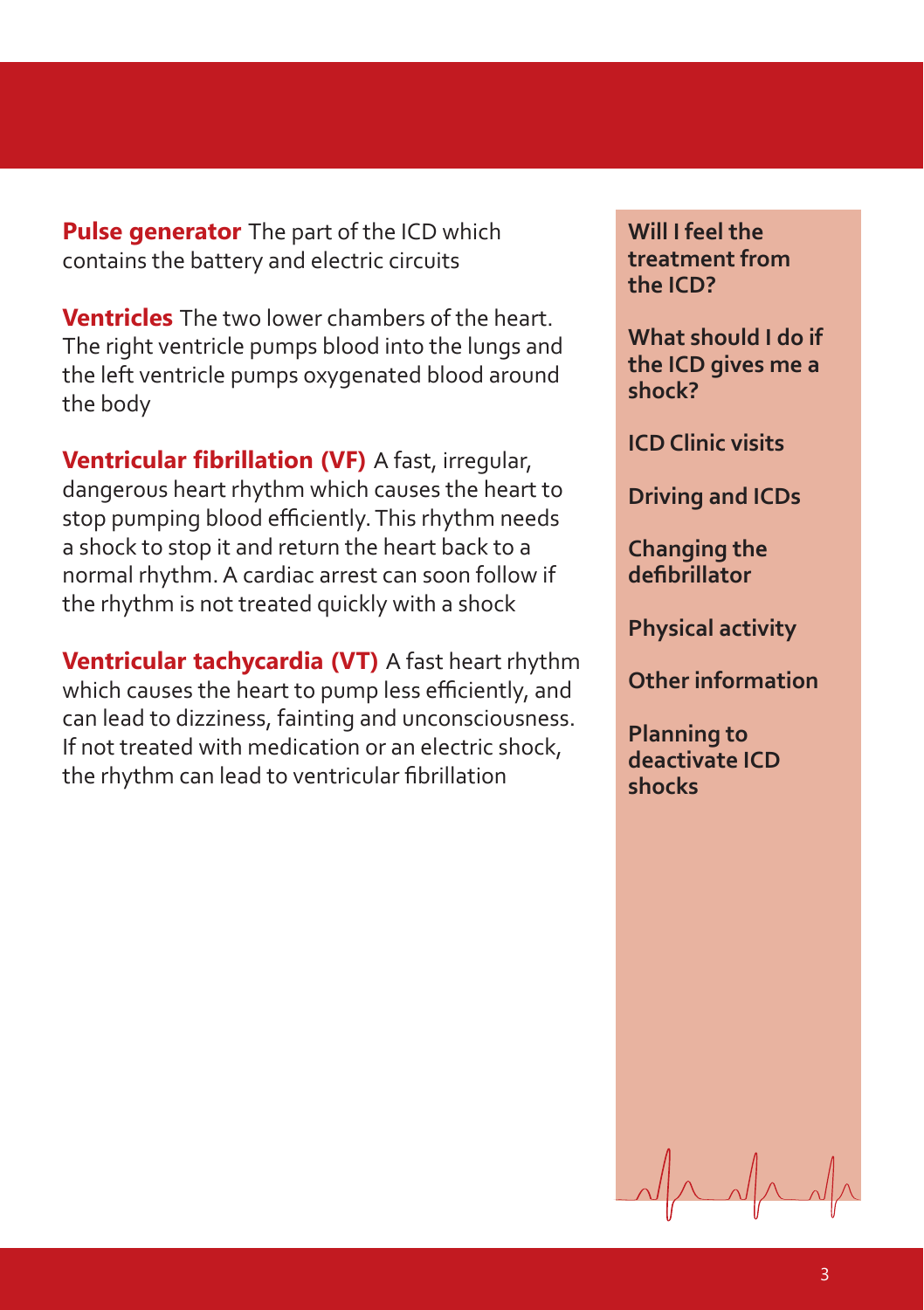**Pulse generator** The part of the ICD which contains the battery and electric circuits

**Ventricles** The two lower chambers of the heart. The right ventricle pumps blood into the lungs and the left ventricle pumps oxygenated blood around the body

**Ventricular fibrillation (VF)** A fast, irregular, dangerous heart rhythm which causes the heart to stop pumping blood efficiently. This rhythm needs a shock to stop it and return the heart back to a normal rhythm. A cardiac arrest can soon follow if the rhythm is not treated quickly with a shock

**Ventricular tachycardia (VT)** A fast heart rhythm which causes the heart to pump less efficiently, and can lead to dizziness, fainting and unconsciousness. If not treated with medication or an electric shock, the rhythm can lead to ventricular fibrillation

**Will I feel the treatment from the ICD?**

**What should I do if the ICD gives me a shock?**

**ICD Clinic visits**

**Driving and ICDs**

**Changing the defibrillator**

**Physical activity**

**Other information**

**Planning to deactivate ICD shocks**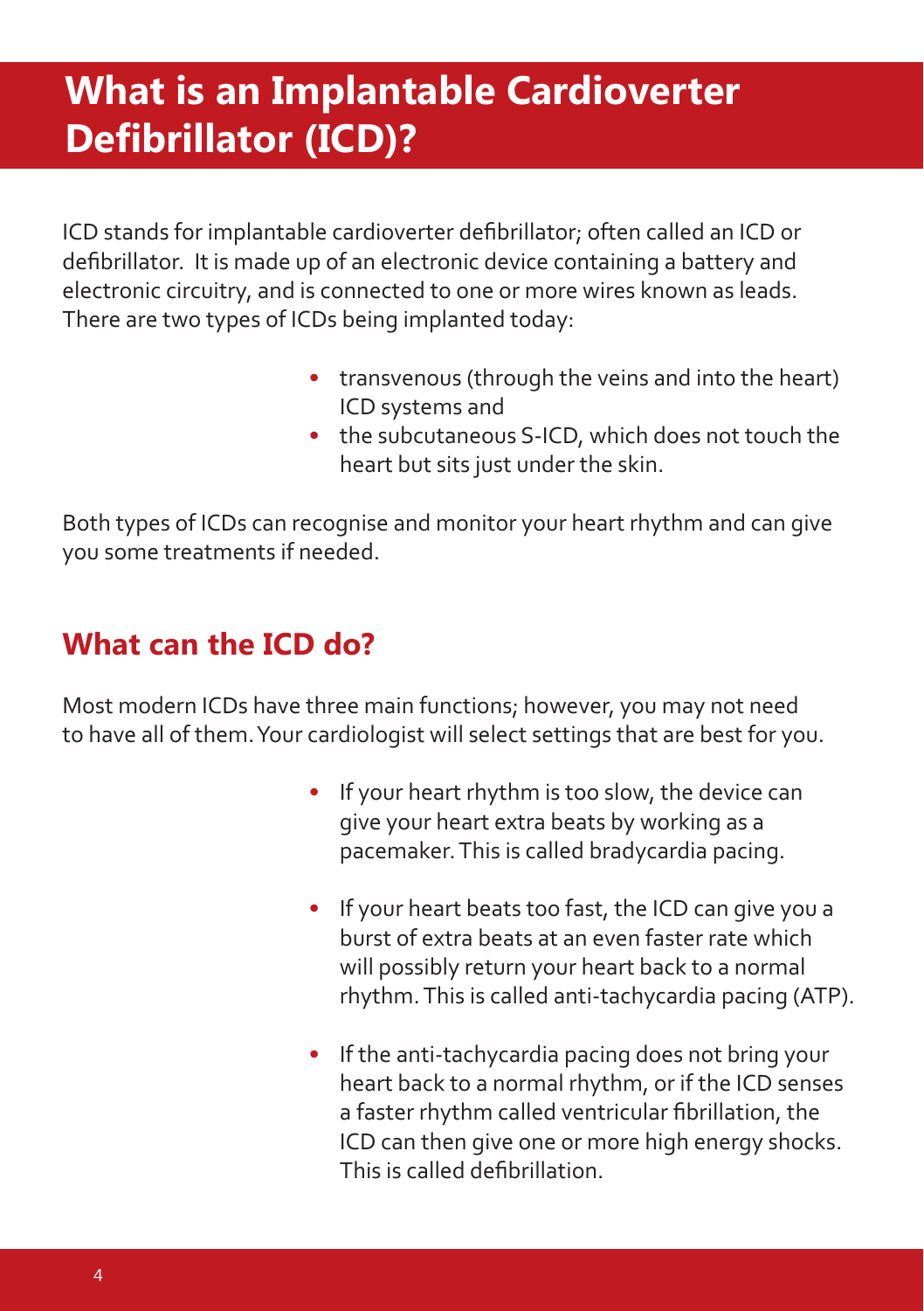# What is an Implantable Cardioverter Defibrillator (ICD)?

ICD stands for implantable cardioverter defibrillator; often called an ICD or defibrillator. It is made up of an electronic device containing a battery and electronic circuitry, and is connected to one or more wires known as leads. There are two types of ICDs being implanted today:

- transvenous (through the veins and into the heart) ICD systems and
- the subcutaneous S-ICD, which does not touch the heart but sits just under the skin.

Both types of ICDs can recognise and monitor your heart rhythm and can give you some treatments if needed.

## What can the ICD do?

Most modern ICDs have three main functions; however, you may not need to have all of them. Your cardiologist will select settings that are best for you.

- If your heart rhythm is too slow, the device can give your heart extra beats by working as a pacemaker. This is called bradycardia pacing.
- If your heart beats too fast, the ICD can give you a burst of extra beats at an even faster rate which will possibly return your heart back to a normal rhythm. This is called anti-tachycardia pacing (ATP).
- If the anti-tachycardia pacing does not bring your heart back to a normal rhythm, or if the ICD senses a faster rhythm called ventricular fibrillation, the ICD can then give one or more high energy shocks. This is called defibrillation.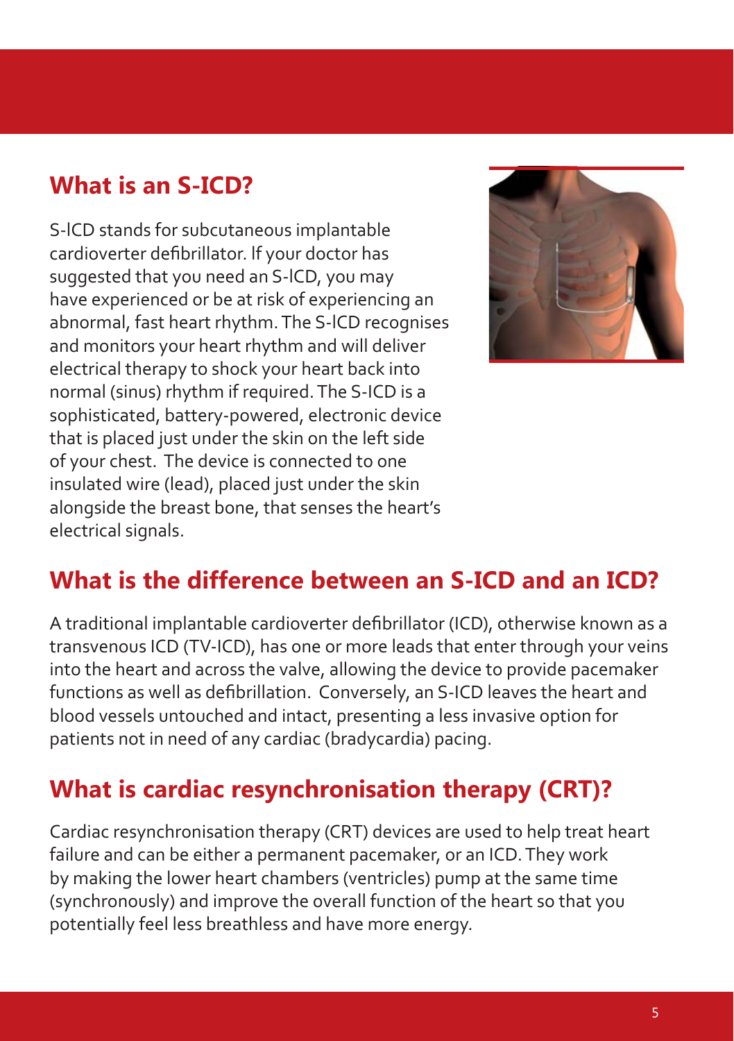## What is an S-ICD?

S-ICD stands for subcutaneous implantable cardioverter defibrillator. If your doctor has suggested that you need an S-ICD, you may have experienced or be at risk of experiencing an abnormal, fast heart rhythm. The S-ICD recognises and monitors your heart rhythm and will deliver electrical therapy to shock your heart back into normal (sinus) rhythm if required. The S-ICD is a sophisticated, battery-powered, electronic device that is placed just under the skin on the left side of your chest. The device is connected to one insulated wire (lead), placed just under the skin alongside the breast bone, that senses the heart's electrical signals.

## What is the difference between an S-ICD and an ICD?

A traditional implantable cardioverter defibrillator (ICD), otherwise known as a transvenous ICD (TV-ICD), has one or more leads that enter through your veins into the heart and across the valve, allowing the device to provide pacemaker functions as well as defibrillation. Conversely, an S-ICD leaves the heart and blood vessels untouched and intact, presenting a less invasive option for patients not in need of any cardiac (bradycardia) pacing.

## What is cardiac resynchronisation therapy (CRT)?

Cardiac resynchronisation therapy (CRT) devices are used to help treat heart failure and can be either a permanent pacemaker, or an ICD. They work by making the lower heart chambers (ventricles) pump at the same time (synchronously) and improve the overall function of the heart so that you potentially feel less breathless and have more energy.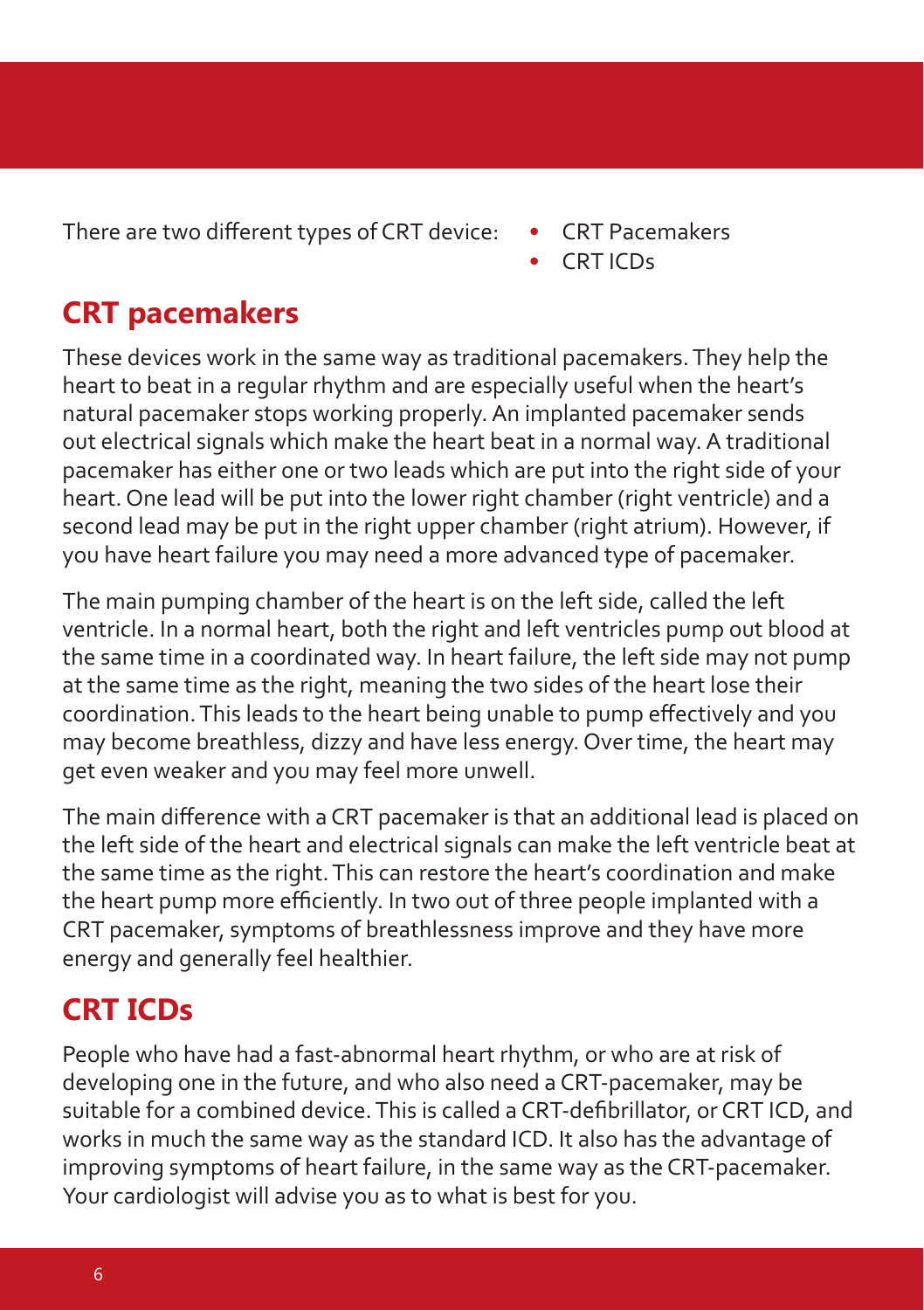There are two different types of CRT device:

- CRT Pacemakers
- CRT ICDs

## CRT pacemakers

These devices work in the same way as traditional pacemakers. They help the heart to beat in a regular rhythm and are especially useful when the heart's natural pacemaker stops working properly. An implanted pacemaker sends out electrical signals which make the heart beat in a normal way. A traditional pacemaker has either one or two leads which are put into the right side of your heart. One lead will be put into the lower right chamber (right ventricle) and a second lead may be put in the right upper chamber (right atrium). However, if you have heart failure you may need a more advanced type of pacemaker.

The main pumping chamber of the heart is on the left side, called the left ventricle. In a normal heart, both the right and left ventricles pump out blood at the same time in a coordinated way. In heart failure, the left side may not pump at the same time as the right, meaning the two sides of the heart lose their coordination. This leads to the heart being unable to pump effectively and you may become breathless, dizzy and have less energy. Over time, the heart may get even weaker and you may feel more unwell.

The main difference with a CRT pacemaker is that an additional lead is placed on the left side of the heart and electrical signals can make the left ventricle beat at the same time as the right. This can restore the heart's coordination and make the heart pump more efficiently. In two out of three people implanted with a CRT pacemaker, symptoms of breathlessness improve and they have more energy and generally feel healthier.

## CRT ICDs

People who have had a fast-abnormal heart rhythm, or who are at risk of developing one in the future, and who also need a CRT-pacemaker, may be suitable for a combined device. This is called a CRT-defibrillator, or CRT ICD, and works in much the same way as the standard ICD. It also has the advantage of improving symptoms of heart failure, in the same way as the CRT-pacemaker. Your cardiologist will advise you as to what is best for you.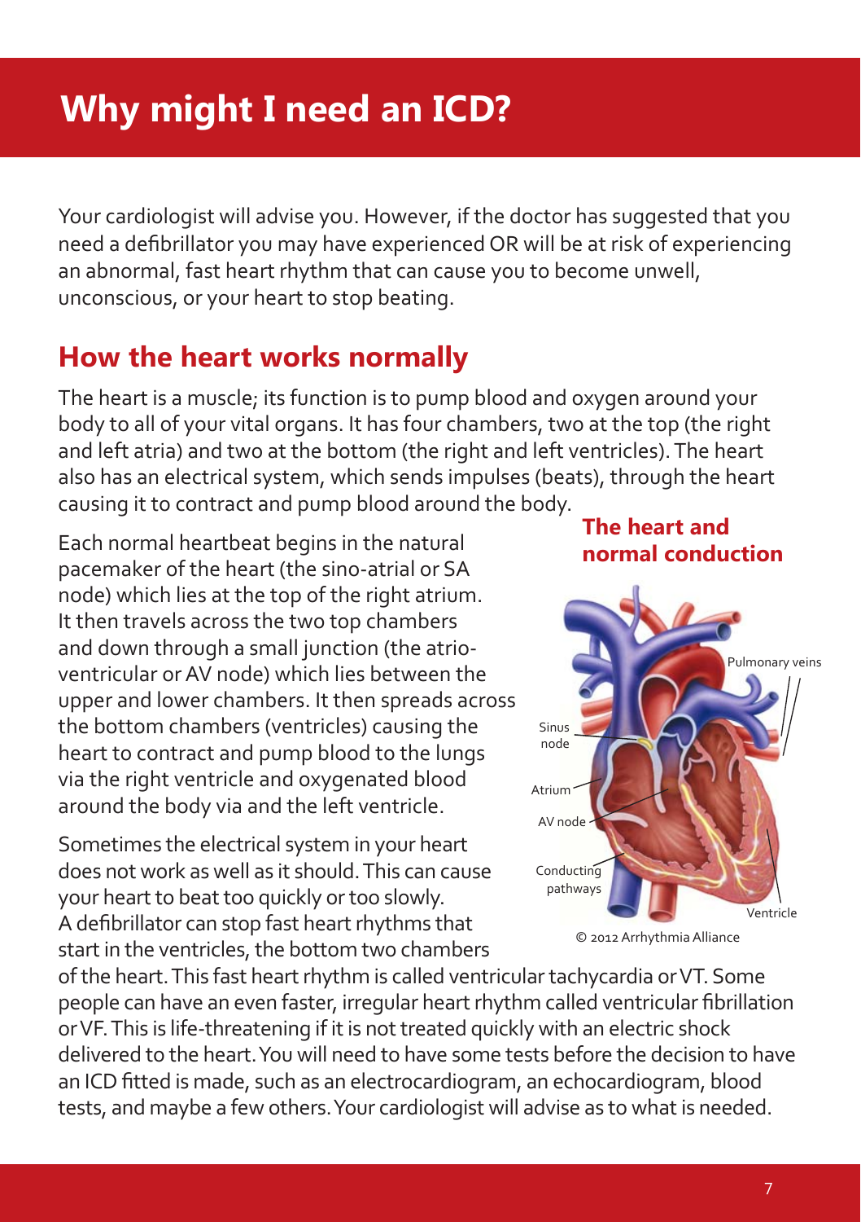# Why might I need an ICD?

Your cardiologist will advise you. However, if the doctor has suggested that you need a defibrillator you may have experienced OR will be at risk of experiencing an abnormal, fast heart rhythm that can cause you to become unwell, unconscious, or your heart to stop beating.

## How the heart works normally

The heart is a muscle; its function is to pump blood and oxygen around your body to all of your vital organs. It has four chambers, two at the top (the right and left atria) and two at the bottom (the right and left ventricles). The heart also has an electrical system, which sends impulses (beats), through the heart causing it to contract and pump blood around the body.

Each normal heartbeat begins in the natural pacemaker of the heart (the sino-atrial or SA node) which lies at the top of the right atrium. It then travels across the two top chambers and down through a small junction (the atrio-ventricular or AV node) which lies between the upper and lower chambers. It then spreads across the bottom chambers (ventricles) causing the heart to contract and pump blood to the lungs via the right ventricle and oxygenated blood around the body via and the left ventricle.

**The heart and normal conduction**

Pulmonary veins

Sinus node

Atrium

AV node

Conducting pathways

Ventricle

© 2012 Arrhythmia Alliance

Sometimes the electrical system in your heart does not work as well as it should. This can cause your heart to beat too quickly or too slowly. A defibrillator can stop fast heart rhythms that start in the ventricles, the bottom two chambers of the heart. This fast heart rhythm is called ventricular tachycardia or VT. Some people can have an even faster, irregular heart rhythm called ventricular fibrillation or VF. This is life-threatening if it is not treated quickly with an electric shock delivered to the heart. You will need to have some tests before the decision to have an ICD fitted is made, such as an electrocardiogram, an echocardiogram, blood tests, and maybe a few others. Your cardiologist will advise as to what is needed.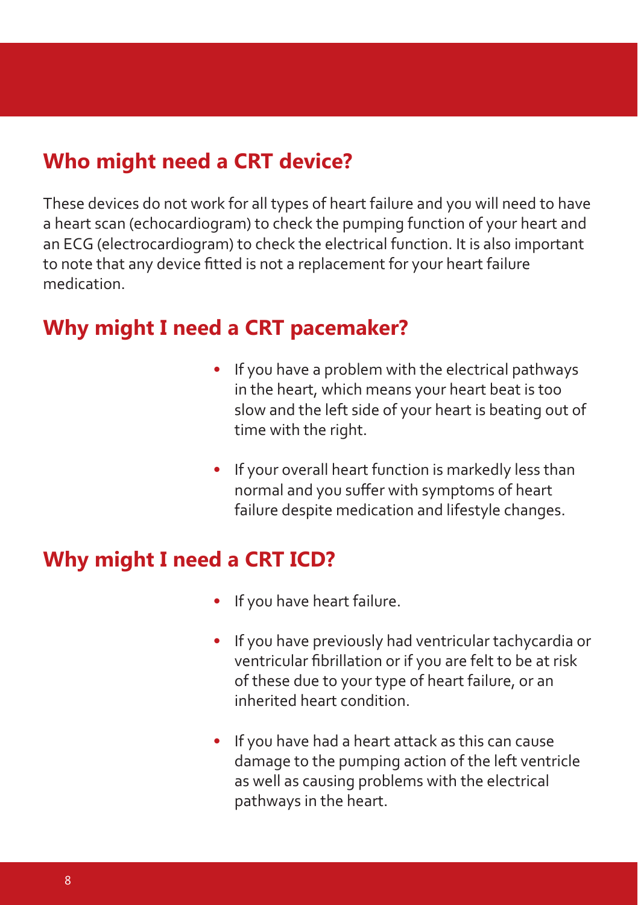## Who might need a CRT device?

These devices do not work for all types of heart failure and you will need to have a heart scan (echocardiogram) to check the pumping function of your heart and an ECG (electrocardiogram) to check the electrical function. It is also important to note that any device fitted is not a replacement for your heart failure medication.

## Why might I need a CRT pacemaker?

- If you have a problem with the electrical pathways in the heart, which means your heart beat is too slow and the left side of your heart is beating out of time with the right.
- If your overall heart function is markedly less than normal and you suffer with symptoms of heart failure despite medication and lifestyle changes.

## Why might I need a CRT ICD?

- If you have heart failure.
- If you have previously had ventricular tachycardia or ventricular fibrillation or if you are felt to be at risk of these due to your type of heart failure, or an inherited heart condition.
- If you have had a heart attack as this can cause damage to the pumping action of the left ventricle as well as causing problems with the electrical pathways in the heart.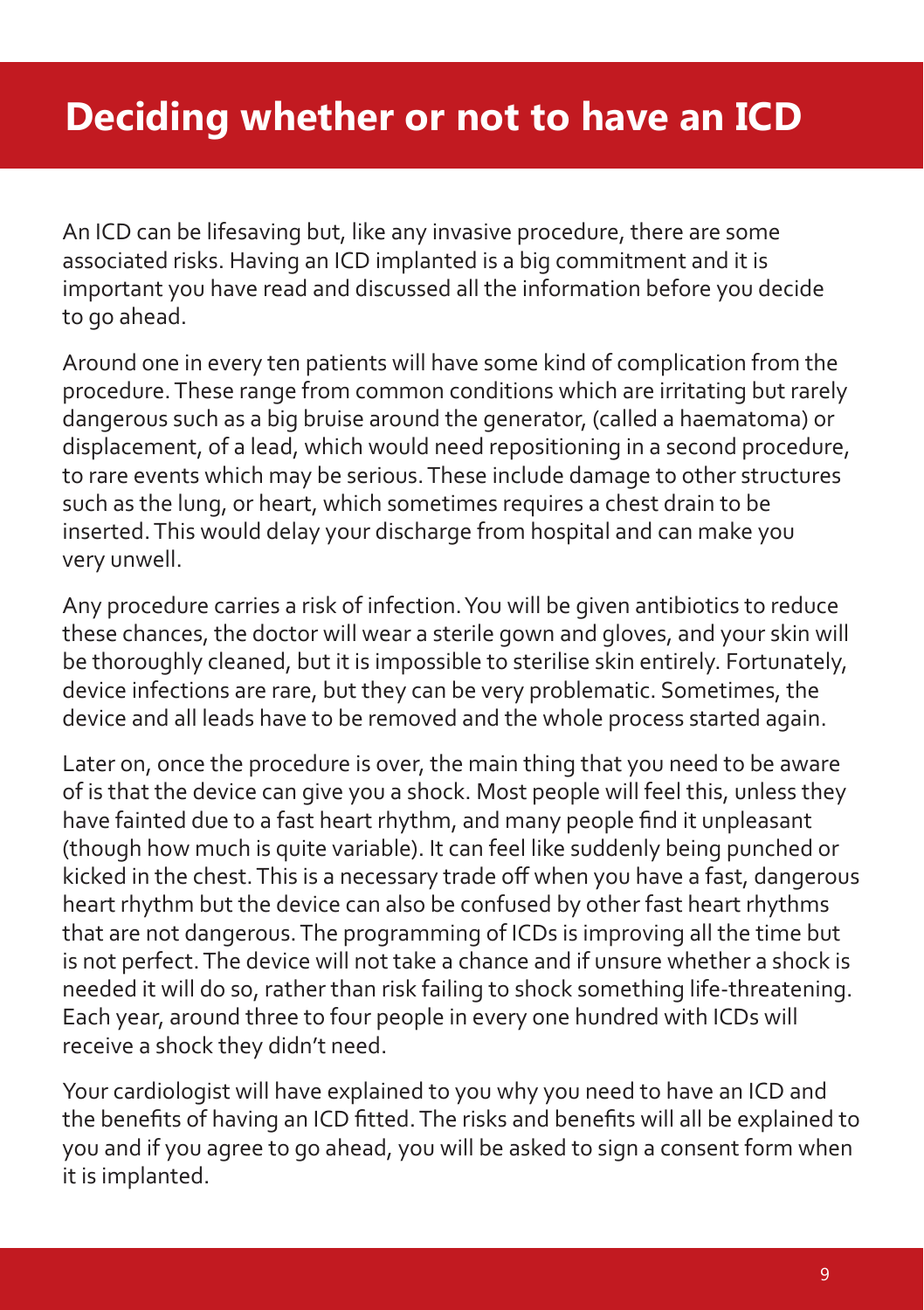# Deciding whether or not to have an ICD

An ICD can be lifesaving but, like any invasive procedure, there are some associated risks. Having an ICD implanted is a big commitment and it is important you have read and discussed all the information before you decide to go ahead.

Around one in every ten patients will have some kind of complication from the procedure. These range from common conditions which are irritating but rarely dangerous such as a big bruise around the generator, (called a haematoma) or displacement, of a lead, which would need repositioning in a second procedure, to rare events which may be serious. These include damage to other structures such as the lung, or heart, which sometimes requires a chest drain to be inserted. This would delay your discharge from hospital and can make you very unwell.

Any procedure carries a risk of infection. You will be given antibiotics to reduce these chances, the doctor will wear a sterile gown and gloves, and your skin will be thoroughly cleaned, but it is impossible to sterilise skin entirely. Fortunately, device infections are rare, but they can be very problematic. Sometimes, the device and all leads have to be removed and the whole process started again.

Later on, once the procedure is over, the main thing that you need to be aware of is that the device can give you a shock. Most people will feel this, unless they have fainted due to a fast heart rhythm, and many people find it unpleasant (though how much is quite variable). It can feel like suddenly being punched or kicked in the chest. This is a necessary trade off when you have a fast, dangerous heart rhythm but the device can also be confused by other fast heart rhythms that are not dangerous. The programming of ICDs is improving all the time but is not perfect. The device will not take a chance and if unsure whether a shock is needed it will do so, rather than risk failing to shock something life-threatening. Each year, around three to four people in every one hundred with ICDs will receive a shock they didn't need.

Your cardiologist will have explained to you why you need to have an ICD and the benefits of having an ICD fitted. The risks and benefits will all be explained to you and if you agree to go ahead, you will be asked to sign a consent form when it is implanted.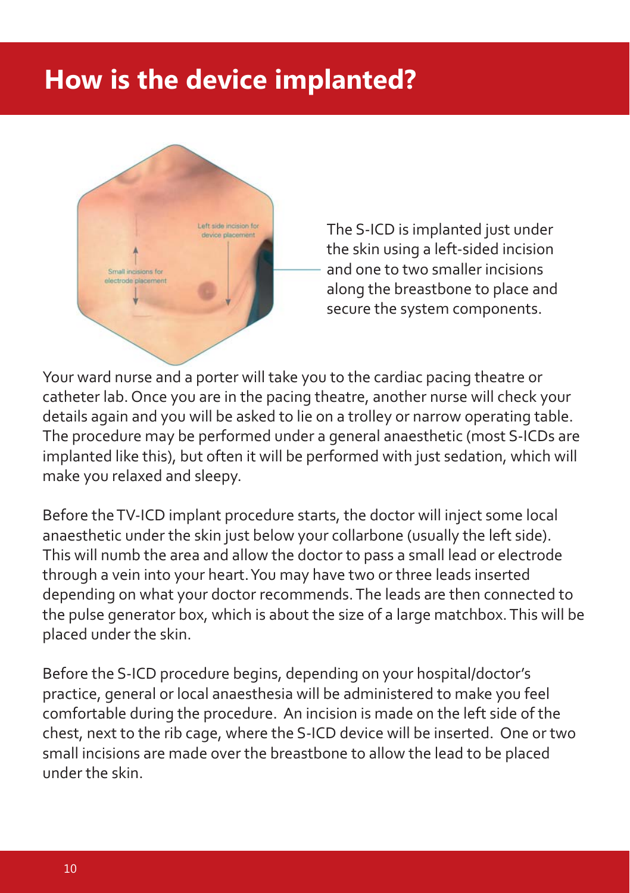# How is the device implanted?

The S-ICD is implanted just under the skin using a left-sided incision and one to two smaller incisions along the breastbone to place and secure the system components.

Your ward nurse and a porter will take you to the cardiac pacing theatre or catheter lab. Once you are in the pacing theatre, another nurse will check your details again and you will be asked to lie on a trolley or narrow operating table. The procedure may be performed under a general anaesthetic (most S-ICDs are implanted like this), but often it will be performed with just sedation, which will make you relaxed and sleepy.

Before the TV-ICD implant procedure starts, the doctor will inject some local anaesthetic under the skin just below your collarbone (usually the left side). This will numb the area and allow the doctor to pass a small lead or electrode through a vein into your heart. You may have two or three leads inserted depending on what your doctor recommends. The leads are then connected to the pulse generator box, which is about the size of a large matchbox. This will be placed under the skin.

Before the S-ICD procedure begins, depending on your hospital/doctor's practice, general or local anaesthesia will be administered to make you feel comfortable during the procedure. An incision is made on the left side of the chest, next to the rib cage, where the S-ICD device will be inserted. One or two small incisions are made over the breastbone to allow the lead to be placed under the skin.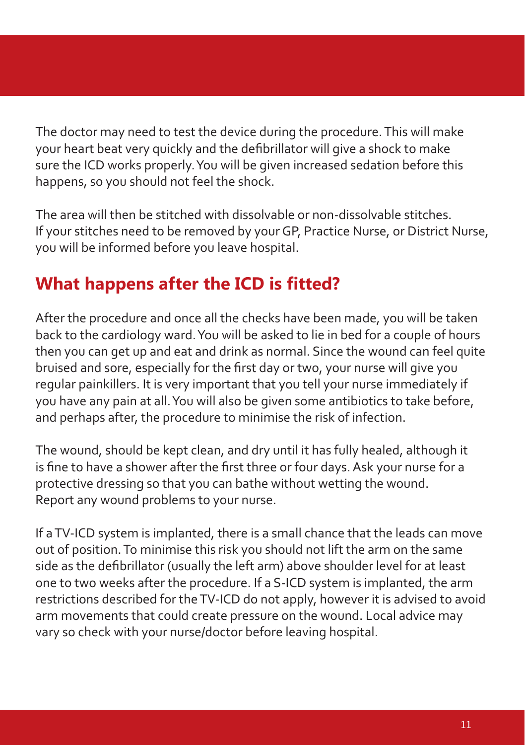The doctor may need to test the device during the procedure. This will make your heart beat very quickly and the defibrillator will give a shock to make sure the ICD works properly. You will be given increased sedation before this happens, so you should not feel the shock.

The area will then be stitched with dissolvable or non-dissolvable stitches. If your stitches need to be removed by your GP, Practice Nurse, or District Nurse, you will be informed before you leave hospital.

## What happens after the ICD is fitted?

After the procedure and once all the checks have been made, you will be taken back to the cardiology ward. You will be asked to lie in bed for a couple of hours then you can get up and eat and drink as normal. Since the wound can feel quite bruised and sore, especially for the first day or two, your nurse will give you regular painkillers. It is very important that you tell your nurse immediately if you have any pain at all. You will also be given some antibiotics to take before, and perhaps after, the procedure to minimise the risk of infection.

The wound, should be kept clean, and dry until it has fully healed, although it is fine to have a shower after the first three or four days. Ask your nurse for a protective dressing so that you can bathe without wetting the wound. Report any wound problems to your nurse.

If a TV-ICD system is implanted, there is a small chance that the leads can move out of position. To minimise this risk you should not lift the arm on the same side as the defibrillator (usually the left arm) above shoulder level for at least one to two weeks after the procedure. If a S-ICD system is implanted, the arm restrictions described for the TV-ICD do not apply, however it is advised to avoid arm movements that could create pressure on the wound. Local advice may vary so check with your nurse/doctor before leaving hospital.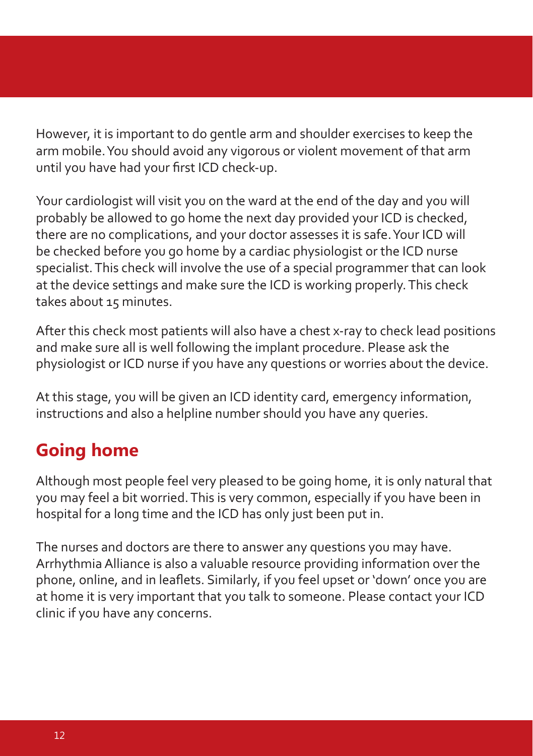However, it is important to do gentle arm and shoulder exercises to keep the arm mobile. You should avoid any vigorous or violent movement of that arm until you have had your first ICD check-up.

Your cardiologist will visit you on the ward at the end of the day and you will probably be allowed to go home the next day provided your ICD is checked, there are no complications, and your doctor assesses it is safe. Your ICD will be checked before you go home by a cardiac physiologist or the ICD nurse specialist. This check will involve the use of a special programmer that can look at the device settings and make sure the ICD is working properly. This check takes about 15 minutes.

After this check most patients will also have a chest x-ray to check lead positions and make sure all is well following the implant procedure. Please ask the physiologist or ICD nurse if you have any questions or worries about the device.

At this stage, you will be given an ICD identity card, emergency information, instructions and also a helpline number should you have any queries.

## Going home

Although most people feel very pleased to be going home, it is only natural that you may feel a bit worried. This is very common, especially if you have been in hospital for a long time and the ICD has only just been put in.

The nurses and doctors are there to answer any questions you may have. Arrhythmia Alliance is also a valuable resource providing information over the phone, online, and in leaflets. Similarly, if you feel upset or 'down' once you are at home it is very important that you talk to someone. Please contact your ICD clinic if you have any concerns.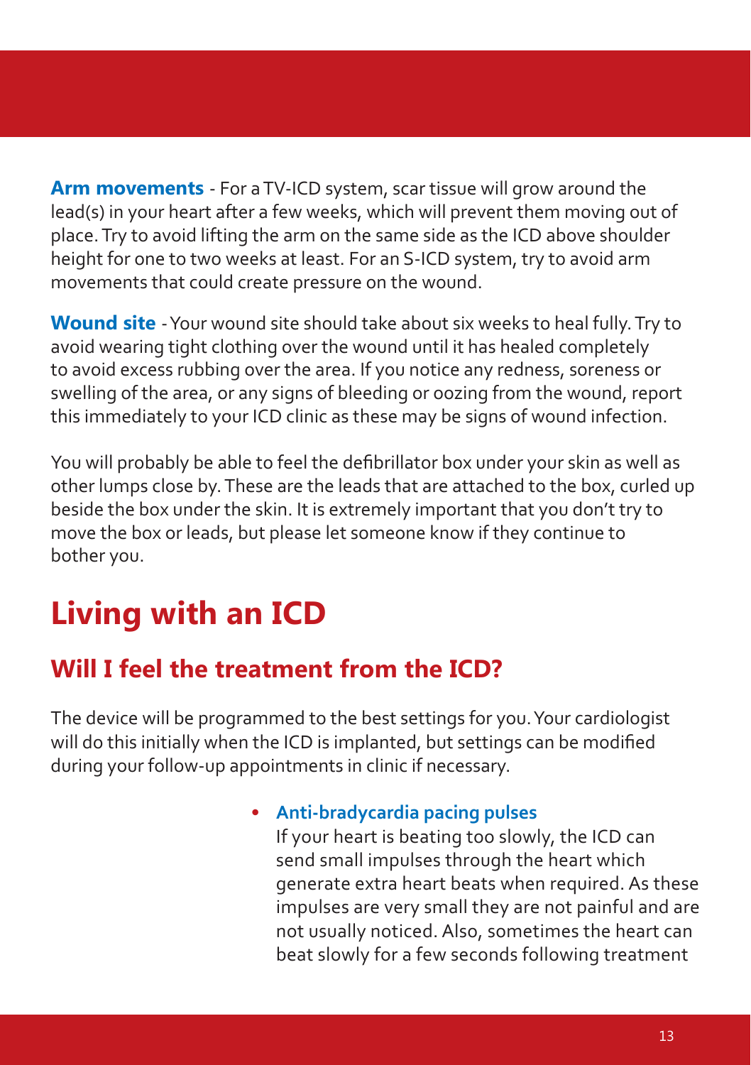**Arm movements** - For a TV-ICD system, scar tissue will grow around the lead(s) in your heart after a few weeks, which will prevent them moving out of place. Try to avoid lifting the arm on the same side as the ICD above shoulder height for one to two weeks at least. For an S-ICD system, try to avoid arm movements that could create pressure on the wound.

**Wound site** - Your wound site should take about six weeks to heal fully. Try to avoid wearing tight clothing over the wound until it has healed completely to avoid excess rubbing over the area. If you notice any redness, soreness or swelling of the area, or any signs of bleeding or oozing from the wound, report this immediately to your ICD clinic as these may be signs of wound infection.

You will probably be able to feel the defibrillator box under your skin as well as other lumps close by. These are the leads that are attached to the box, curled up beside the box under the skin. It is extremely important that you don't try to move the box or leads, but please let someone know if they continue to bother you.

# Living with an ICD

## Will I feel the treatment from the ICD?

The device will be programmed to the best settings for you. Your cardiologist will do this initially when the ICD is implanted, but settings can be modified during your follow-up appointments in clinic if necessary.

- **Anti-bradycardia pacing pulses**
  If your heart is beating too slowly, the ICD can send small impulses through the heart which generate extra heart beats when required. As these impulses are very small they are not painful and are not usually noticed. Also, sometimes the heart can beat slowly for a few seconds following treatment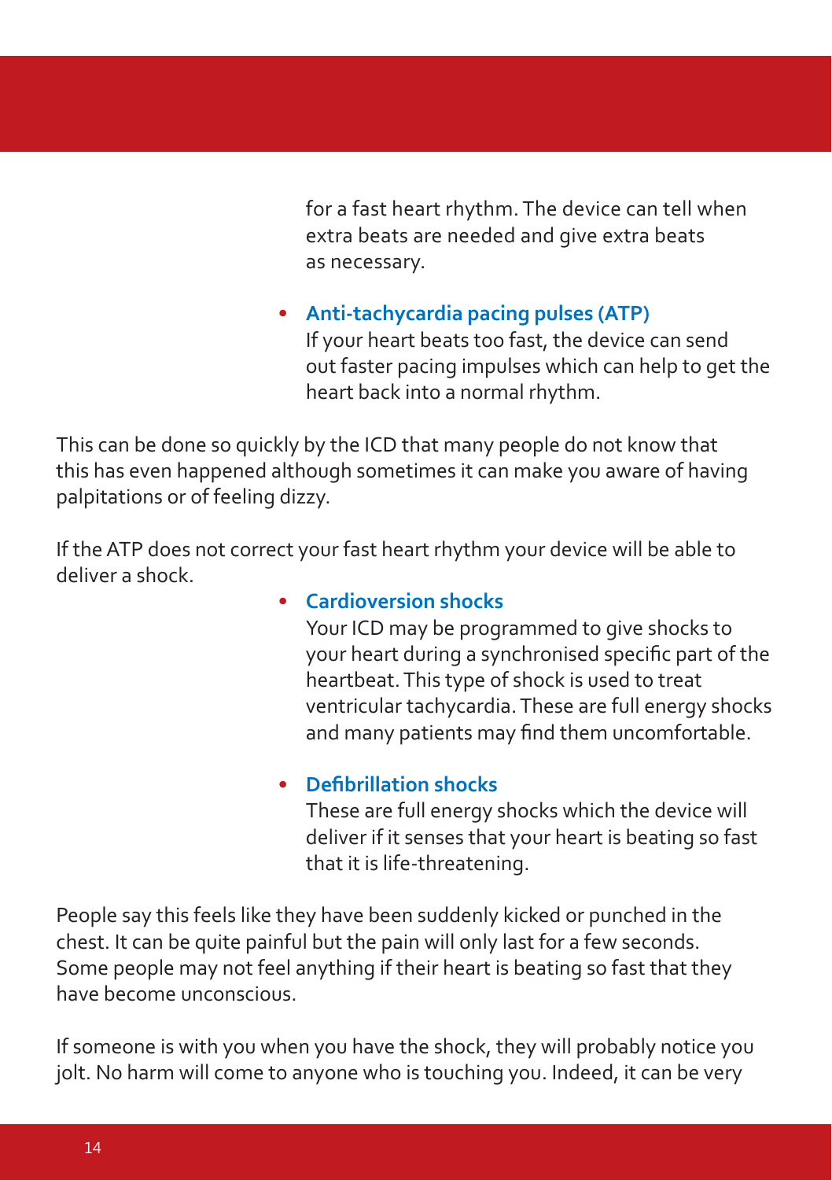for a fast heart rhythm. The device can tell when extra beats are needed and give extra beats as necessary.

- **Anti-tachycardia pacing pulses (ATP)**
  If your heart beats too fast, the device can send out faster pacing impulses which can help to get the heart back into a normal rhythm.

This can be done so quickly by the ICD that many people do not know that this has even happened although sometimes it can make you aware of having palpitations or of feeling dizzy.

If the ATP does not correct your fast heart rhythm your device will be able to deliver a shock.

- **Cardioversion shocks**
  Your ICD may be programmed to give shocks to your heart during a synchronised specific part of the heartbeat. This type of shock is used to treat ventricular tachycardia. These are full energy shocks and many patients may find them uncomfortable.

- **Defibrillation shocks**
  These are full energy shocks which the device will deliver if it senses that your heart is beating so fast that it is life-threatening.

People say this feels like they have been suddenly kicked or punched in the chest. It can be quite painful but the pain will only last for a few seconds. Some people may not feel anything if their heart is beating so fast that they have become unconscious.

If someone is with you when you have the shock, they will probably notice you jolt. No harm will come to anyone who is touching you. Indeed, it can be very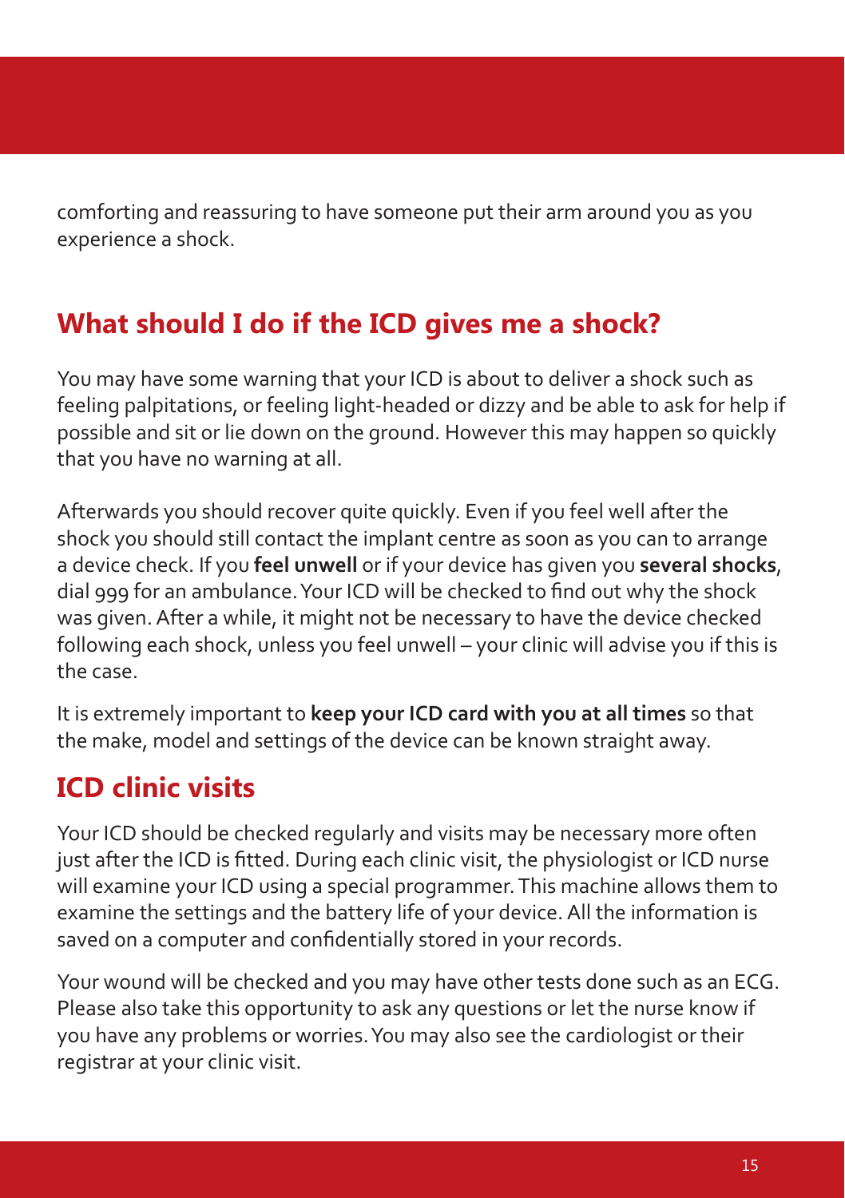comforting and reassuring to have someone put their arm around you as you experience a shock.

## What should I do if the ICD gives me a shock?

You may have some warning that your ICD is about to deliver a shock such as feeling palpitations, or feeling light-headed or dizzy and be able to ask for help if possible and sit or lie down on the ground. However this may happen so quickly that you have no warning at all.

Afterwards you should recover quite quickly. Even if you feel well after the shock you should still contact the implant centre as soon as you can to arrange a device check. If you **feel unwell** or if your device has given you **several shocks**, dial 999 for an ambulance. Your ICD will be checked to find out why the shock was given. After a while, it might not be necessary to have the device checked following each shock, unless you feel unwell – your clinic will advise you if this is the case.

It is extremely important to **keep your ICD card with you at all times** so that the make, model and settings of the device can be known straight away.

## ICD clinic visits

Your ICD should be checked regularly and visits may be necessary more often just after the ICD is fitted. During each clinic visit, the physiologist or ICD nurse will examine your ICD using a special programmer. This machine allows them to examine the settings and the battery life of your device. All the information is saved on a computer and confidentially stored in your records.

Your wound will be checked and you may have other tests done such as an ECG. Please also take this opportunity to ask any questions or let the nurse know if you have any problems or worries. You may also see the cardiologist or their registrar at your clinic visit.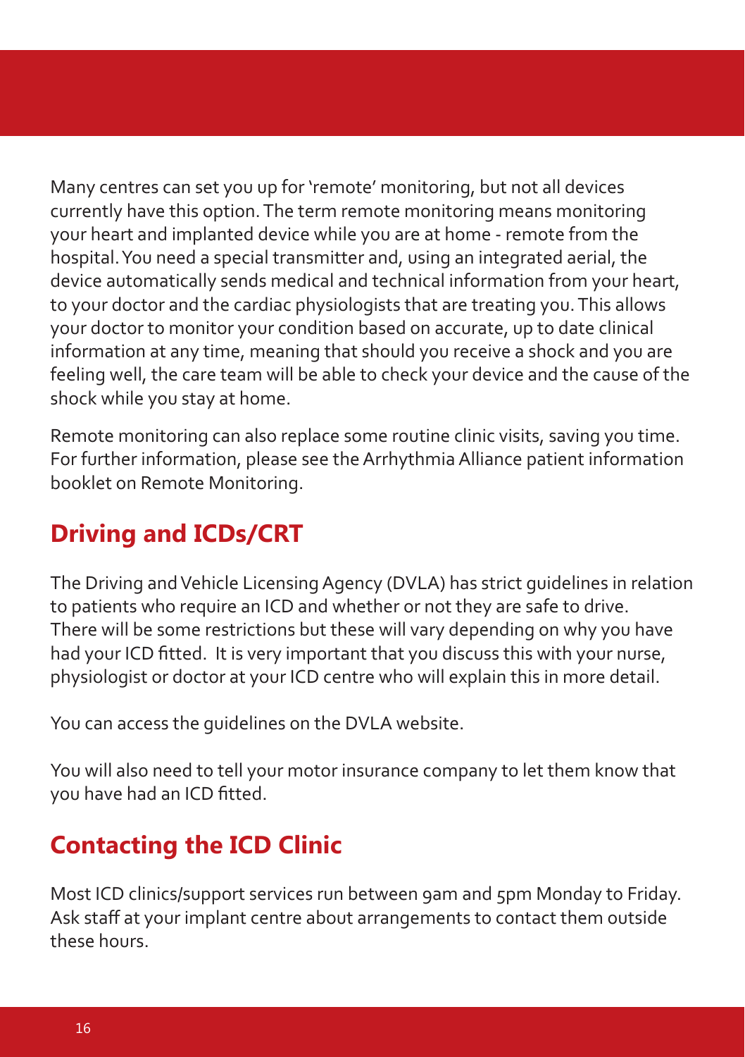Many centres can set you up for 'remote' monitoring, but not all devices currently have this option. The term remote monitoring means monitoring your heart and implanted device while you are at home - remote from the hospital. You need a special transmitter and, using an integrated aerial, the device automatically sends medical and technical information from your heart, to your doctor and the cardiac physiologists that are treating you. This allows your doctor to monitor your condition based on accurate, up to date clinical information at any time, meaning that should you receive a shock and you are feeling well, the care team will be able to check your device and the cause of the shock while you stay at home.

Remote monitoring can also replace some routine clinic visits, saving you time. For further information, please see the Arrhythmia Alliance patient information booklet on Remote Monitoring.

## Driving and ICDs/CRT

The Driving and Vehicle Licensing Agency (DVLA) has strict guidelines in relation to patients who require an ICD and whether or not they are safe to drive. There will be some restrictions but these will vary depending on why you have had your ICD fitted. It is very important that you discuss this with your nurse, physiologist or doctor at your ICD centre who will explain this in more detail.

You can access the guidelines on the DVLA website.

You will also need to tell your motor insurance company to let them know that you have had an ICD fitted.

## Contacting the ICD Clinic

Most ICD clinics/support services run between 9am and 5pm Monday to Friday. Ask staff at your implant centre about arrangements to contact them outside these hours.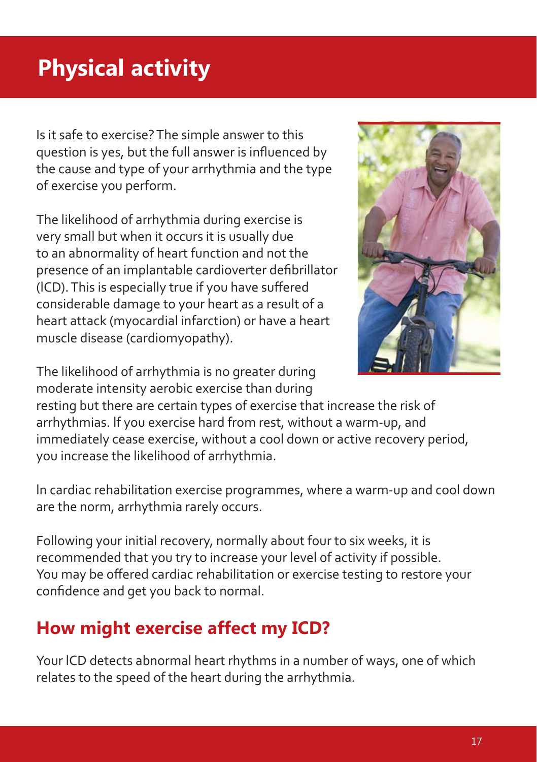# Physical activity

Is it safe to exercise? The simple answer to this question is yes, but the full answer is influenced by the cause and type of your arrhythmia and the type of exercise you perform.

The likelihood of arrhythmia during exercise is very small but when it occurs it is usually due to an abnormality of heart function and not the presence of an implantable cardioverter defibrillator (ICD). This is especially true if you have suffered considerable damage to your heart as a result of a heart attack (myocardial infarction) or have a heart muscle disease (cardiomyopathy).

The likelihood of arrhythmia is no greater during moderate intensity aerobic exercise than during resting but there are certain types of exercise that increase the risk of arrhythmias. If you exercise hard from rest, without a warm-up, and immediately cease exercise, without a cool down or active recovery period, you increase the likelihood of arrhythmia.

In cardiac rehabilitation exercise programmes, where a warm-up and cool down are the norm, arrhythmia rarely occurs.

Following your initial recovery, normally about four to six weeks, it is recommended that you try to increase your level of activity if possible. You may be offered cardiac rehabilitation or exercise testing to restore your confidence and get you back to normal.

## How might exercise affect my ICD?

Your ICD detects abnormal heart rhythms in a number of ways, one of which relates to the speed of the heart during the arrhythmia.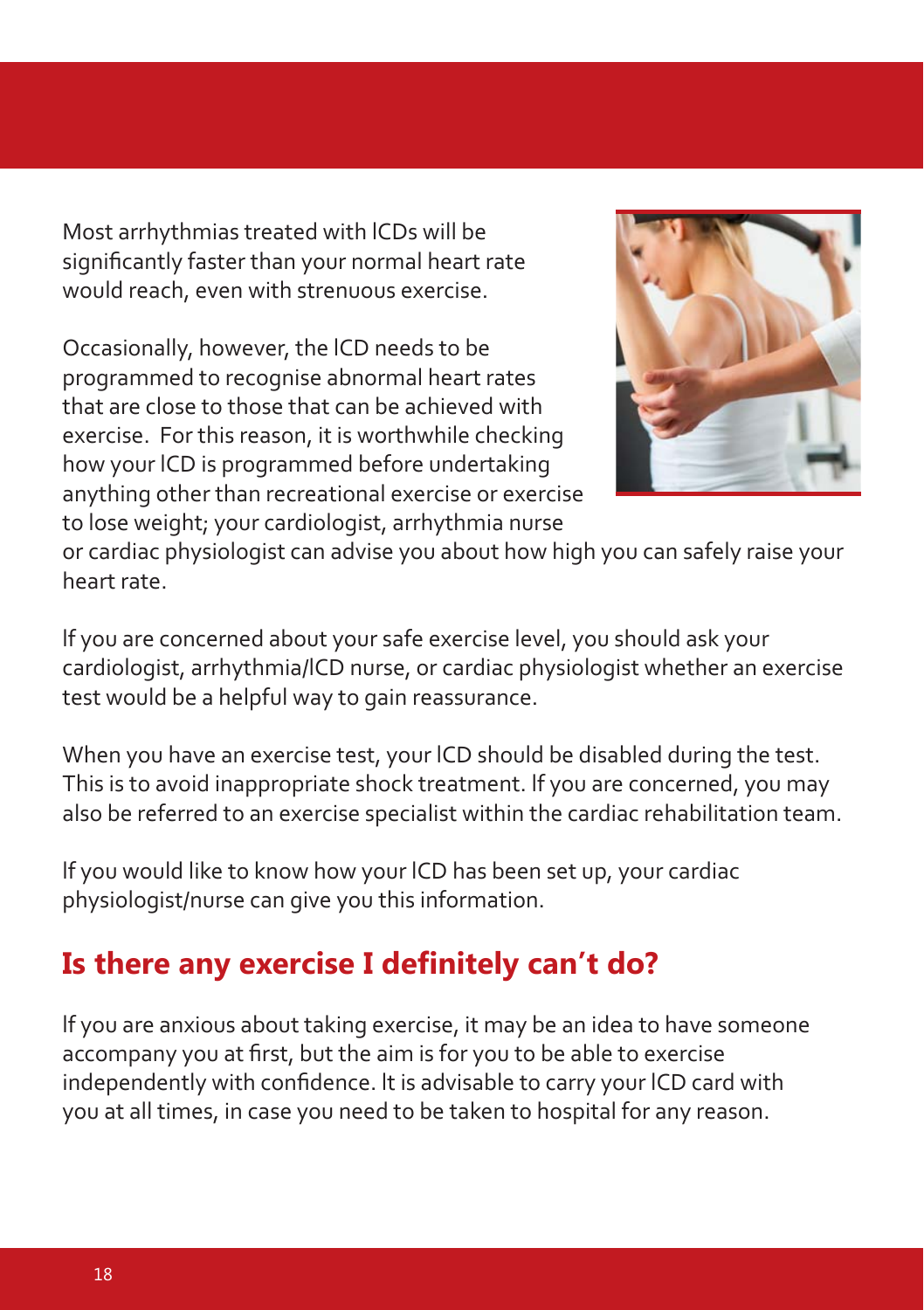Most arrhythmias treated with ICDs will be significantly faster than your normal heart rate would reach, even with strenuous exercise.

Occasionally, however, the ICD needs to be programmed to recognise abnormal heart rates that are close to those that can be achieved with exercise. For this reason, it is worthwhile checking how your ICD is programmed before undertaking anything other than recreational exercise or exercise to lose weight; your cardiologist, arrhythmia nurse or cardiac physiologist can advise you about how high you can safely raise your heart rate.

If you are concerned about your safe exercise level, you should ask your cardiologist, arrhythmia/ICD nurse, or cardiac physiologist whether an exercise test would be a helpful way to gain reassurance.

When you have an exercise test, your ICD should be disabled during the test. This is to avoid inappropriate shock treatment. If you are concerned, you may also be referred to an exercise specialist within the cardiac rehabilitation team.

If you would like to know how your ICD has been set up, your cardiac physiologist/nurse can give you this information.

## Is there any exercise I definitely can't do?

If you are anxious about taking exercise, it may be an idea to have someone accompany you at first, but the aim is for you to be able to exercise independently with confidence. It is advisable to carry your ICD card with you at all times, in case you need to be taken to hospital for any reason.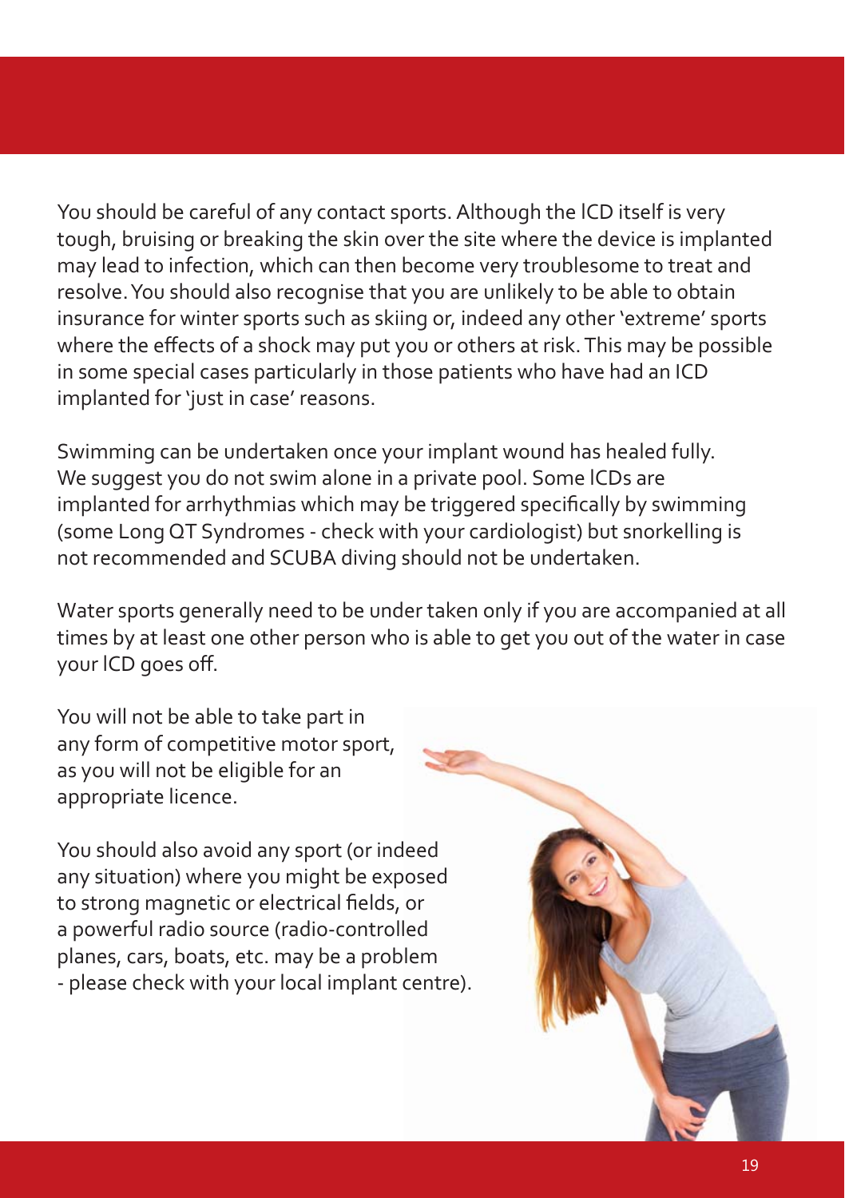You should be careful of any contact sports. Although the ICD itself is very tough, bruising or breaking the skin over the site where the device is implanted may lead to infection, which can then become very troublesome to treat and resolve. You should also recognise that you are unlikely to be able to obtain insurance for winter sports such as skiing or, indeed any other 'extreme' sports where the effects of a shock may put you or others at risk. This may be possible in some special cases particularly in those patients who have had an ICD implanted for 'just in case' reasons.

Swimming can be undertaken once your implant wound has healed fully. We suggest you do not swim alone in a private pool. Some ICDs are implanted for arrhythmias which may be triggered specifically by swimming (some Long QT Syndromes - check with your cardiologist) but snorkelling is not recommended and SCUBA diving should not be undertaken.

Water sports generally need to be under taken only if you are accompanied at all times by at least one other person who is able to get you out of the water in case your ICD goes off.

You will not be able to take part in any form of competitive motor sport, as you will not be eligible for an appropriate licence.

You should also avoid any sport (or indeed any situation) where you might be exposed to strong magnetic or electrical fields, or a powerful radio source (radio-controlled planes, cars, boats, etc. may be a problem - please check with your local implant centre).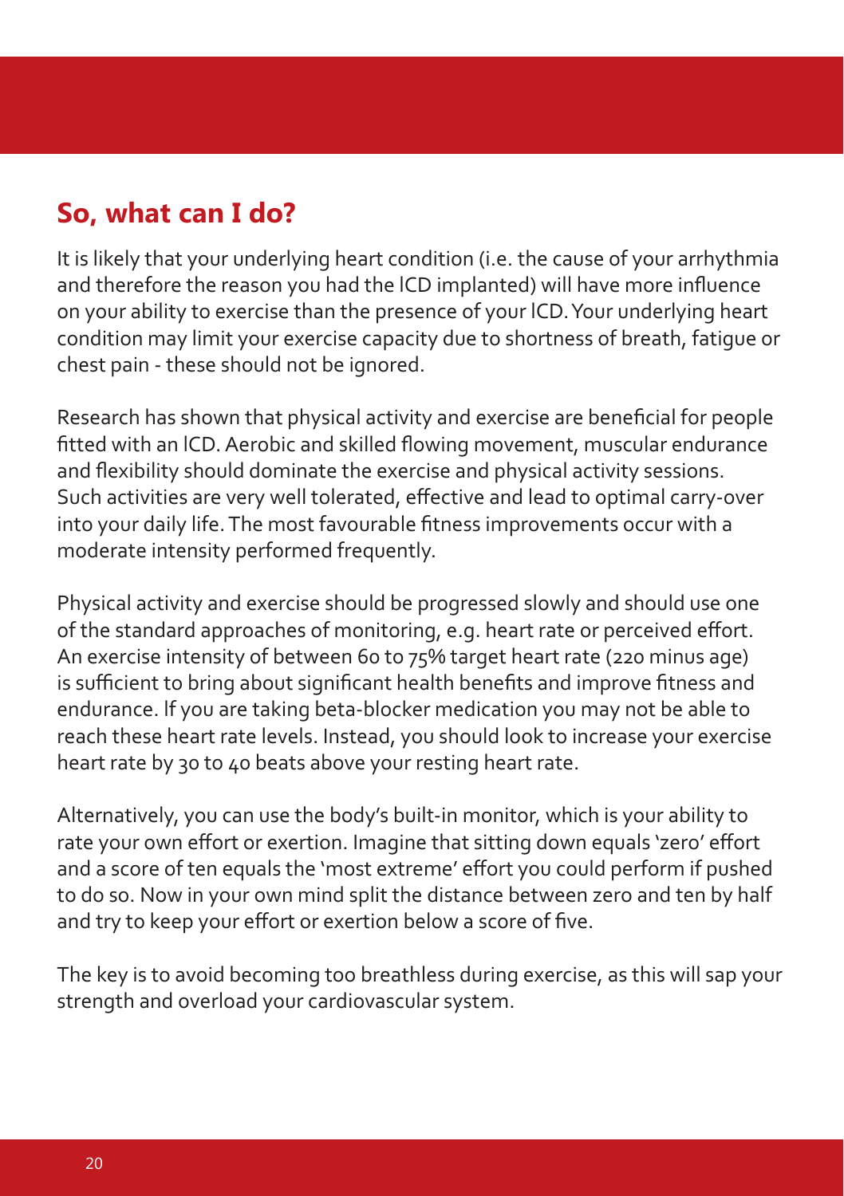## So, what can I do?

It is likely that your underlying heart condition (i.e. the cause of your arrhythmia and therefore the reason you had the ICD implanted) will have more influence on your ability to exercise than the presence of your ICD. Your underlying heart condition may limit your exercise capacity due to shortness of breath, fatigue or chest pain - these should not be ignored.

Research has shown that physical activity and exercise are beneficial for people fitted with an ICD. Aerobic and skilled flowing movement, muscular endurance and flexibility should dominate the exercise and physical activity sessions. Such activities are very well tolerated, effective and lead to optimal carry-over into your daily life. The most favourable fitness improvements occur with a moderate intensity performed frequently.

Physical activity and exercise should be progressed slowly and should use one of the standard approaches of monitoring, e.g. heart rate or perceived effort. An exercise intensity of between 60 to 75% target heart rate (220 minus age) is sufficient to bring about significant health benefits and improve fitness and endurance. If you are taking beta-blocker medication you may not be able to reach these heart rate levels. Instead, you should look to increase your exercise heart rate by 30 to 40 beats above your resting heart rate.

Alternatively, you can use the body's built-in monitor, which is your ability to rate your own effort or exertion. Imagine that sitting down equals 'zero' effort and a score of ten equals the 'most extreme' effort you could perform if pushed to do so. Now in your own mind split the distance between zero and ten by half and try to keep your effort or exertion below a score of five.

The key is to avoid becoming too breathless during exercise, as this will sap your strength and overload your cardiovascular system.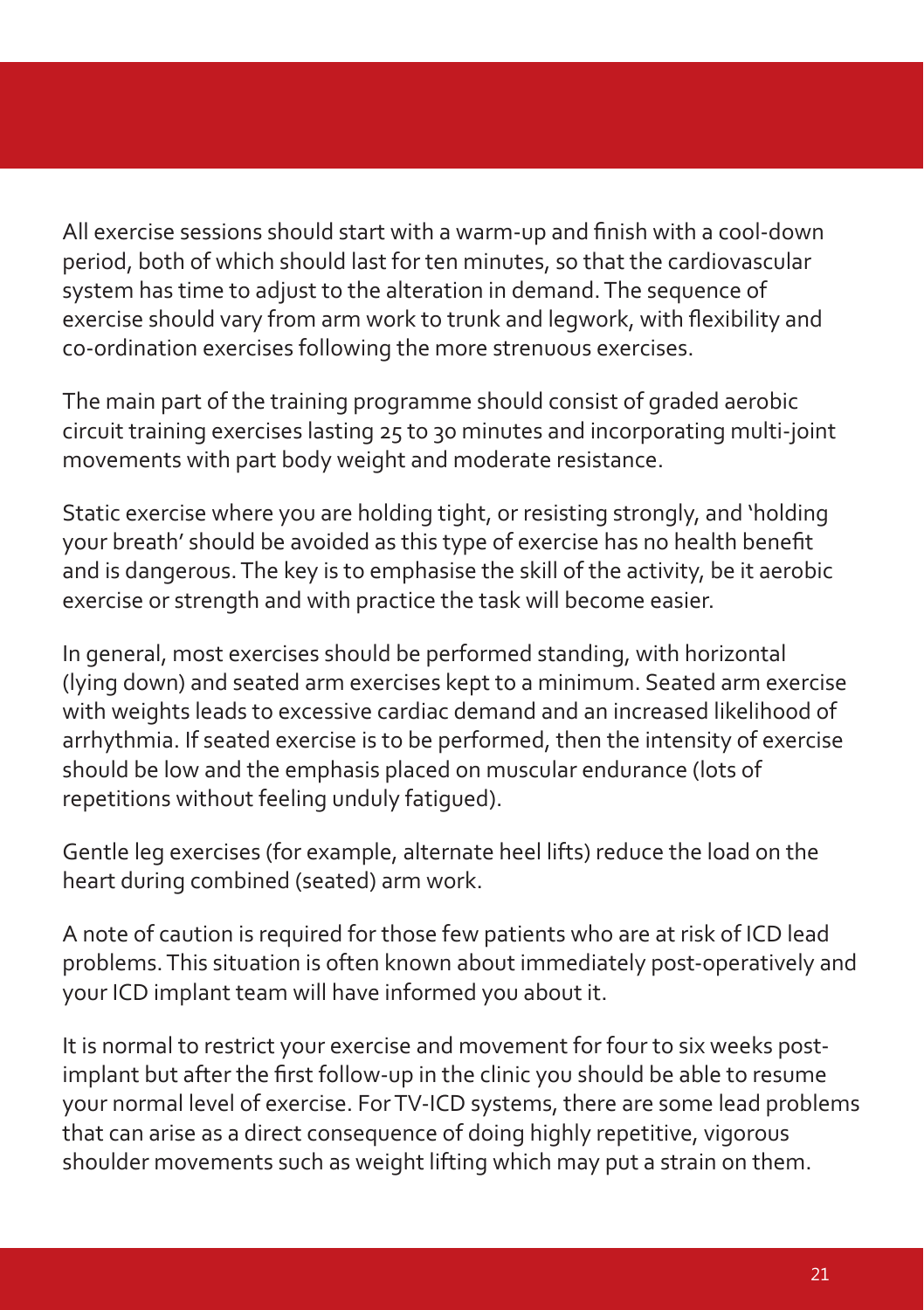All exercise sessions should start with a warm-up and finish with a cool-down period, both of which should last for ten minutes, so that the cardiovascular system has time to adjust to the alteration in demand. The sequence of exercise should vary from arm work to trunk and legwork, with flexibility and co-ordination exercises following the more strenuous exercises.

The main part of the training programme should consist of graded aerobic circuit training exercises lasting 25 to 30 minutes and incorporating multi-joint movements with part body weight and moderate resistance.

Static exercise where you are holding tight, or resisting strongly, and 'holding your breath' should be avoided as this type of exercise has no health benefit and is dangerous. The key is to emphasise the skill of the activity, be it aerobic exercise or strength and with practice the task will become easier.

In general, most exercises should be performed standing, with horizontal (lying down) and seated arm exercises kept to a minimum. Seated arm exercise with weights leads to excessive cardiac demand and an increased likelihood of arrhythmia. If seated exercise is to be performed, then the intensity of exercise should be low and the emphasis placed on muscular endurance (lots of repetitions without feeling unduly fatigued).

Gentle leg exercises (for example, alternate heel lifts) reduce the load on the heart during combined (seated) arm work.

A note of caution is required for those few patients who are at risk of ICD lead problems. This situation is often known about immediately post-operatively and your ICD implant team will have informed you about it.

It is normal to restrict your exercise and movement for four to six weeks post-implant but after the first follow-up in the clinic you should be able to resume your normal level of exercise. For TV-ICD systems, there are some lead problems that can arise as a direct consequence of doing highly repetitive, vigorous shoulder movements such as weight lifting which may put a strain on them.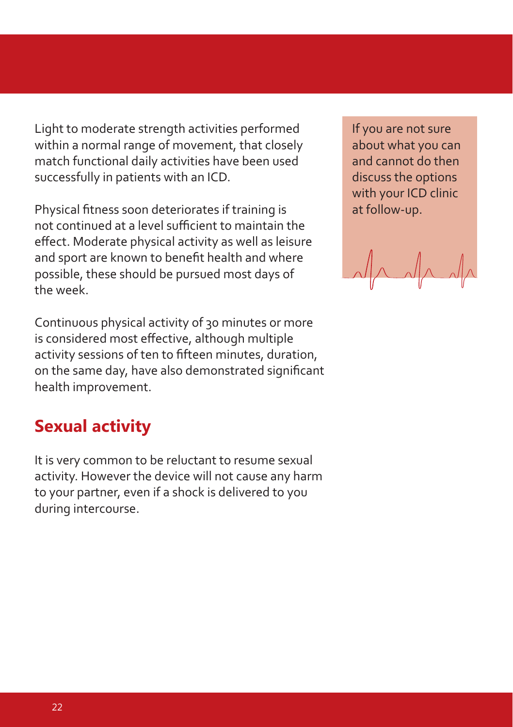Light to moderate strength activities performed within a normal range of movement, that closely match functional daily activities have been used successfully in patients with an ICD.

Physical fitness soon deteriorates if training is not continued at a level sufficient to maintain the effect. Moderate physical activity as well as leisure and sport are known to benefit health and where possible, these should be pursued most days of the week.

Continuous physical activity of 30 minutes or more is considered most effective, although multiple activity sessions of ten to fifteen minutes, duration, on the same day, have also demonstrated significant health improvement.

> If you are not sure about what you can and cannot do then discuss the options with your ICD clinic at follow-up.

## Sexual activity

It is very common to be reluctant to resume sexual activity. However the device will not cause any harm to your partner, even if a shock is delivered to you during intercourse.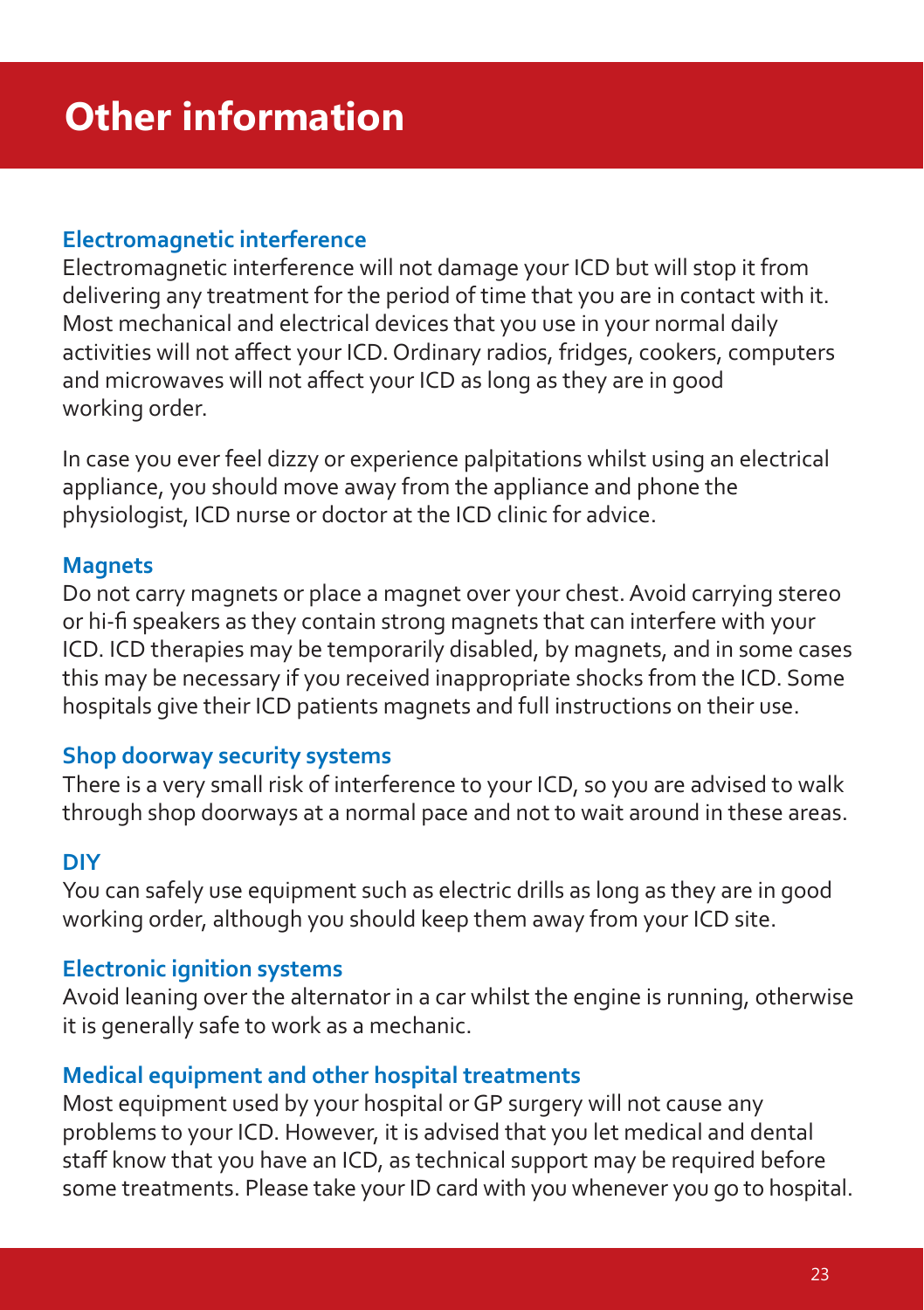# Other information

### Electromagnetic interference

Electromagnetic interference will not damage your ICD but will stop it from delivering any treatment for the period of time that you are in contact with it. Most mechanical and electrical devices that you use in your normal daily activities will not affect your ICD. Ordinary radios, fridges, cookers, computers and microwaves will not affect your ICD as long as they are in good working order.

In case you ever feel dizzy or experience palpitations whilst using an electrical appliance, you should move away from the appliance and phone the physiologist, ICD nurse or doctor at the ICD clinic for advice.

### Magnets

Do not carry magnets or place a magnet over your chest. Avoid carrying stereo or hi-fi speakers as they contain strong magnets that can interfere with your ICD. ICD therapies may be temporarily disabled, by magnets, and in some cases this may be necessary if you received inappropriate shocks from the ICD. Some hospitals give their ICD patients magnets and full instructions on their use.

### Shop doorway security systems

There is a very small risk of interference to your ICD, so you are advised to walk through shop doorways at a normal pace and not to wait around in these areas.

### DIY

You can safely use equipment such as electric drills as long as they are in good working order, although you should keep them away from your ICD site.

### Electronic ignition systems

Avoid leaning over the alternator in a car whilst the engine is running, otherwise it is generally safe to work as a mechanic.

### Medical equipment and other hospital treatments

Most equipment used by your hospital or GP surgery will not cause any problems to your ICD. However, it is advised that you let medical and dental staff know that you have an ICD, as technical support may be required before some treatments. Please take your ID card with you whenever you go to hospital.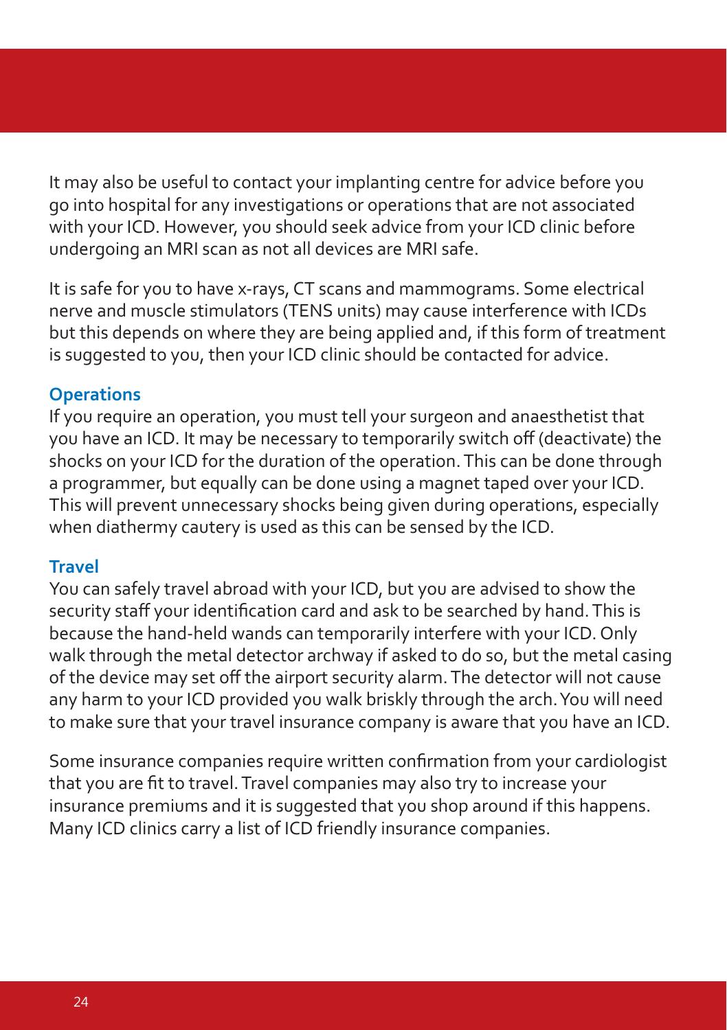It may also be useful to contact your implanting centre for advice before you go into hospital for any investigations or operations that are not associated with your ICD. However, you should seek advice from your ICD clinic before undergoing an MRI scan as not all devices are MRI safe.

It is safe for you to have x-rays, CT scans and mammograms. Some electrical nerve and muscle stimulators (TENS units) may cause interference with ICDs but this depends on where they are being applied and, if this form of treatment is suggested to you, then your ICD clinic should be contacted for advice.

### Operations

If you require an operation, you must tell your surgeon and anaesthetist that you have an ICD. It may be necessary to temporarily switch off (deactivate) the shocks on your ICD for the duration of the operation. This can be done through a programmer, but equally can be done using a magnet taped over your ICD. This will prevent unnecessary shocks being given during operations, especially when diathermy cautery is used as this can be sensed by the ICD.

### Travel

You can safely travel abroad with your ICD, but you are advised to show the security staff your identification card and ask to be searched by hand. This is because the hand-held wands can temporarily interfere with your ICD. Only walk through the metal detector archway if asked to do so, but the metal casing of the device may set off the airport security alarm. The detector will not cause any harm to your ICD provided you walk briskly through the arch. You will need to make sure that your travel insurance company is aware that you have an ICD.

Some insurance companies require written confirmation from your cardiologist that you are fit to travel. Travel companies may also try to increase your insurance premiums and it is suggested that you shop around if this happens. Many ICD clinics carry a list of ICD friendly insurance companies.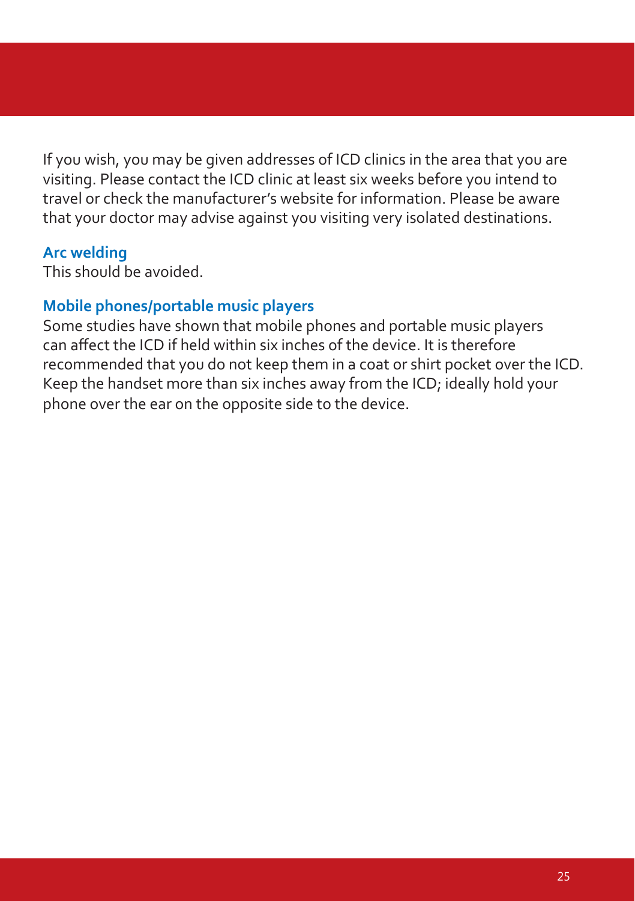If you wish, you may be given addresses of ICD clinics in the area that you are visiting. Please contact the ICD clinic at least six weeks before you intend to travel or check the manufacturer's website for information. Please be aware that your doctor may advise against you visiting very isolated destinations.

### Arc welding

This should be avoided.

### Mobile phones/portable music players

Some studies have shown that mobile phones and portable music players can affect the ICD if held within six inches of the device. It is therefore recommended that you do not keep them in a coat or shirt pocket over the ICD. Keep the handset more than six inches away from the ICD; ideally hold your phone over the ear on the opposite side to the device.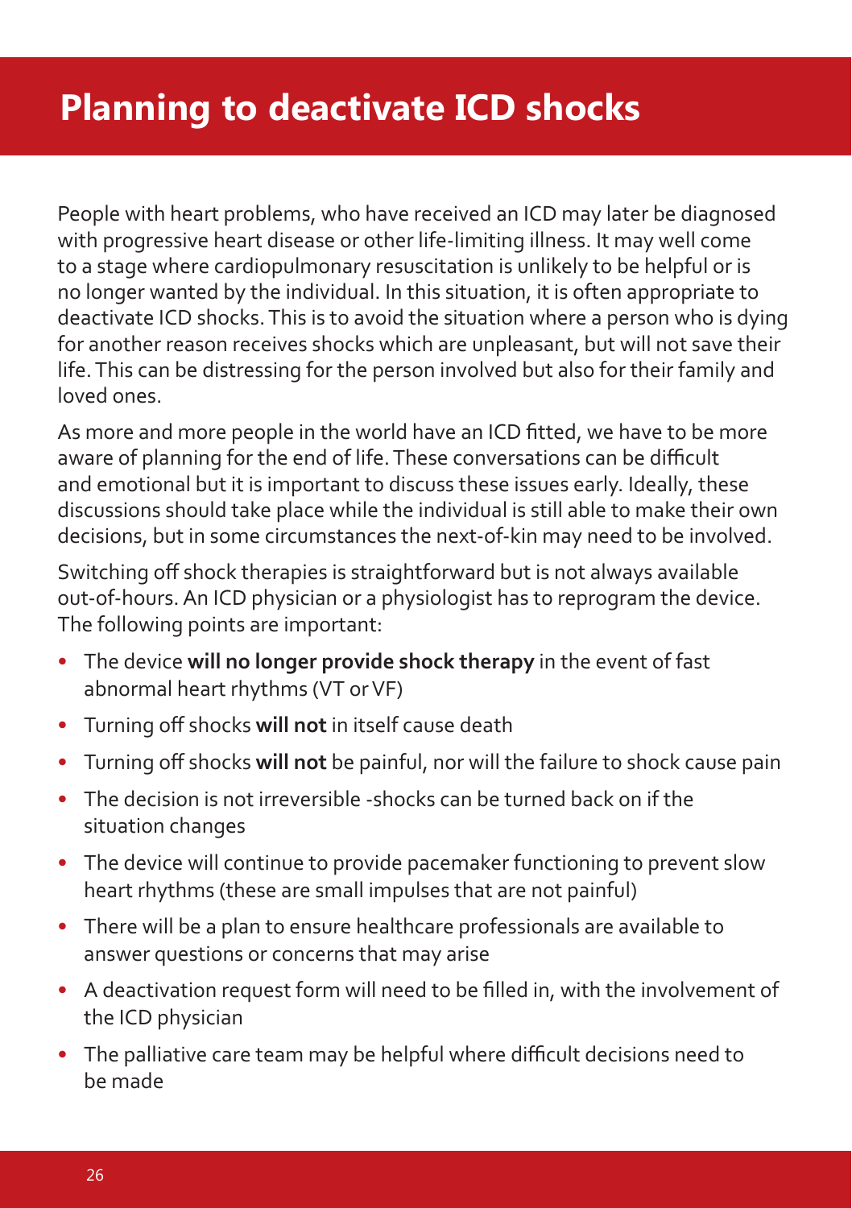# Planning to deactivate ICD shocks

People with heart problems, who have received an ICD may later be diagnosed with progressive heart disease or other life-limiting illness. It may well come to a stage where cardiopulmonary resuscitation is unlikely to be helpful or is no longer wanted by the individual. In this situation, it is often appropriate to deactivate ICD shocks. This is to avoid the situation where a person who is dying for another reason receives shocks which are unpleasant, but will not save their life. This can be distressing for the person involved but also for their family and loved ones.

As more and more people in the world have an ICD fitted, we have to be more aware of planning for the end of life. These conversations can be difficult and emotional but it is important to discuss these issues early. Ideally, these discussions should take place while the individual is still able to make their own decisions, but in some circumstances the next-of-kin may need to be involved.

Switching off shock therapies is straightforward but is not always available out-of-hours. An ICD physician or a physiologist has to reprogram the device. The following points are important:

- The device **will no longer provide shock therapy** in the event of fast abnormal heart rhythms (VT or VF)
- Turning off shocks **will not** in itself cause death
- Turning off shocks **will not** be painful, nor will the failure to shock cause pain
- The decision is not irreversible -shocks can be turned back on if the situation changes
- The device will continue to provide pacemaker functioning to prevent slow heart rhythms (these are small impulses that are not painful)
- There will be a plan to ensure healthcare professionals are available to answer questions or concerns that may arise
- A deactivation request form will need to be filled in, with the involvement of the ICD physician
- The palliative care team may be helpful where difficult decisions need to be made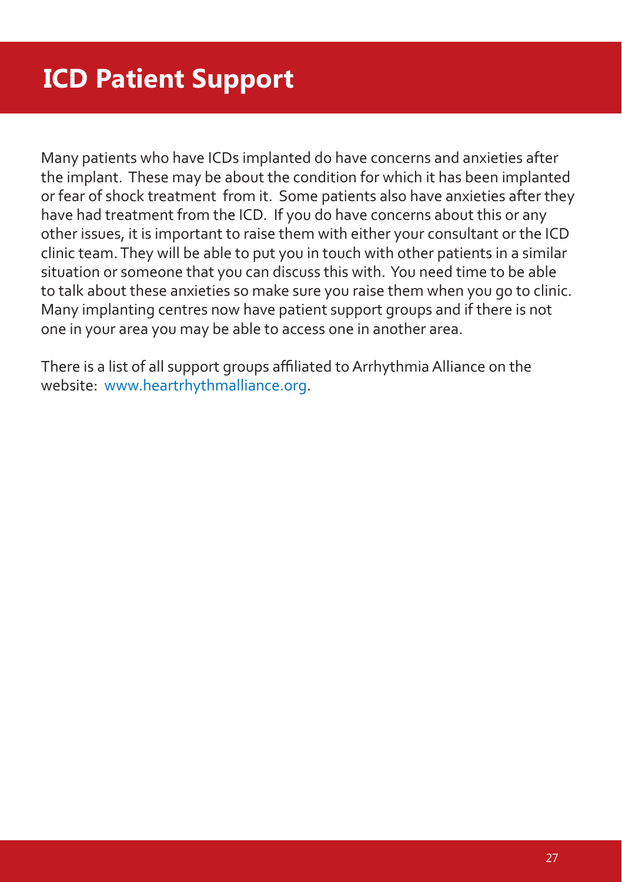# ICD Patient Support

Many patients who have ICDs implanted do have concerns and anxieties after the implant. These may be about the condition for which it has been implanted or fear of shock treatment from it. Some patients also have anxieties after they have had treatment from the ICD. If you do have concerns about this or any other issues, it is important to raise them with either your consultant or the ICD clinic team. They will be able to put you in touch with other patients in a similar situation or someone that you can discuss this with. You need time to be able to talk about these anxieties so make sure you raise them when you go to clinic. Many implanting centres now have patient support groups and if there is not one in your area you may be able to access one in another area.

There is a list of all support groups affiliated to Arrhythmia Alliance on the website: www.heartrhythmalliance.org.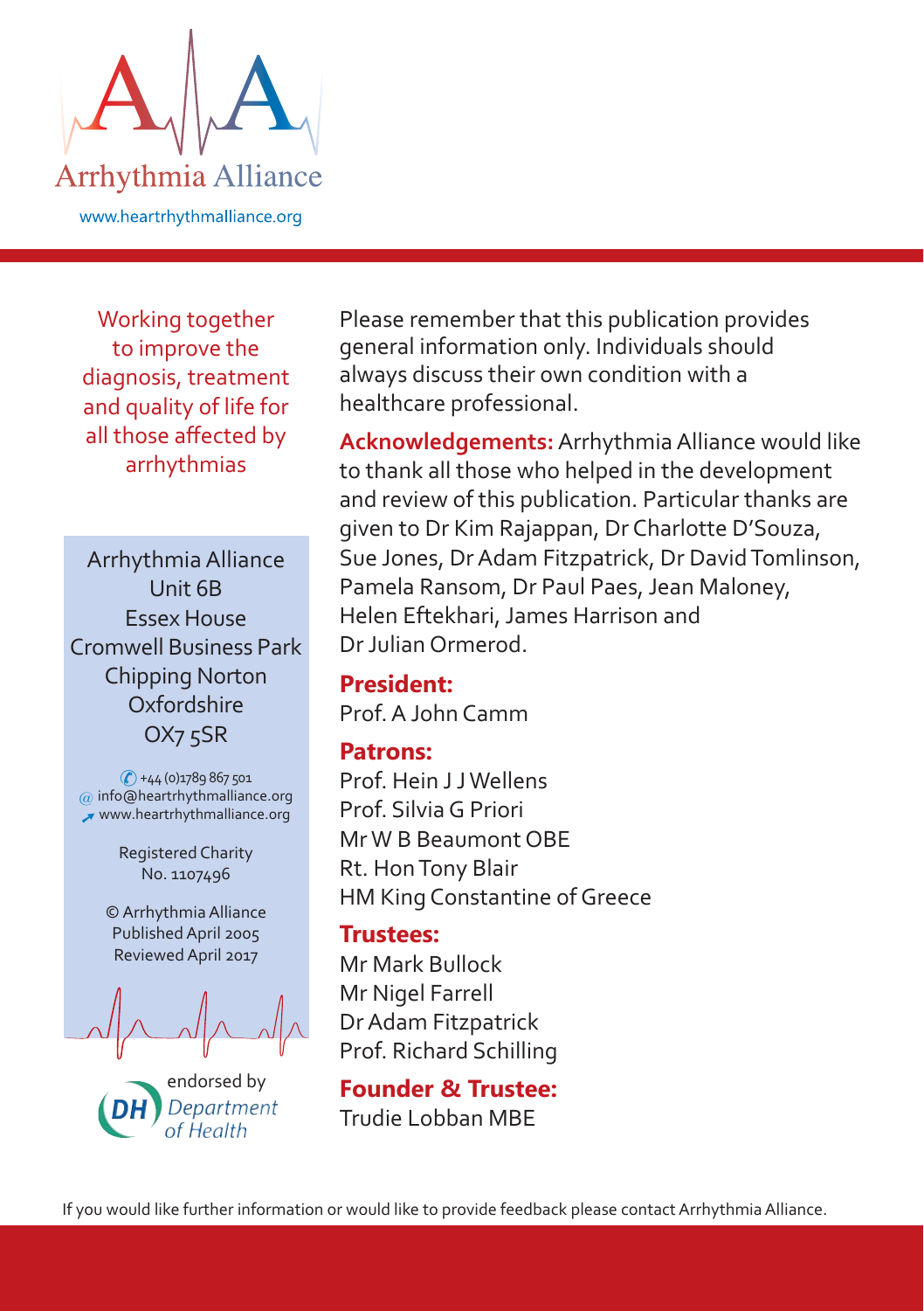Arrhythmia Alliance

www.heartrhythmalliance.org

Working together to improve the diagnosis, treatment and quality of life for all those affected by arrhythmias

Arrhythmia Alliance
Unit 6B
Essex House
Cromwell Business Park
Chipping Norton
Oxfordshire
OX7 5SR

+44 (0)1789 867 501
info@heartrhythmalliance.org
www.heartrhythmalliance.org

Registered Charity
No. 1107496

© Arrhythmia Alliance
Published April 2005
Reviewed April 2017

endorsed by DH Department of Health

Please remember that this publication provides general information only. Individuals should always discuss their own condition with a healthcare professional.

**Acknowledgements:** Arrhythmia Alliance would like to thank all those who helped in the development and review of this publication. Particular thanks are given to Dr Kim Rajappan, Dr Charlotte D'Souza, Sue Jones, Dr Adam Fitzpatrick, Dr David Tomlinson, Pamela Ransom, Dr Paul Paes, Jean Maloney, Helen Eftekhari, James Harrison and Dr Julian Ormerod.

**President:**
Prof. A John Camm

**Patrons:**
Prof. Hein J J Wellens
Prof. Silvia G Priori
Mr W B Beaumont OBE
Rt. Hon Tony Blair
HM King Constantine of Greece

**Trustees:**
Mr Mark Bullock
Mr Nigel Farrell
Dr Adam Fitzpatrick
Prof. Richard Schilling

**Founder & Trustee:**
Trudie Lobban MBE

If you would like further information or would like to provide feedback please contact Arrhythmia Alliance.